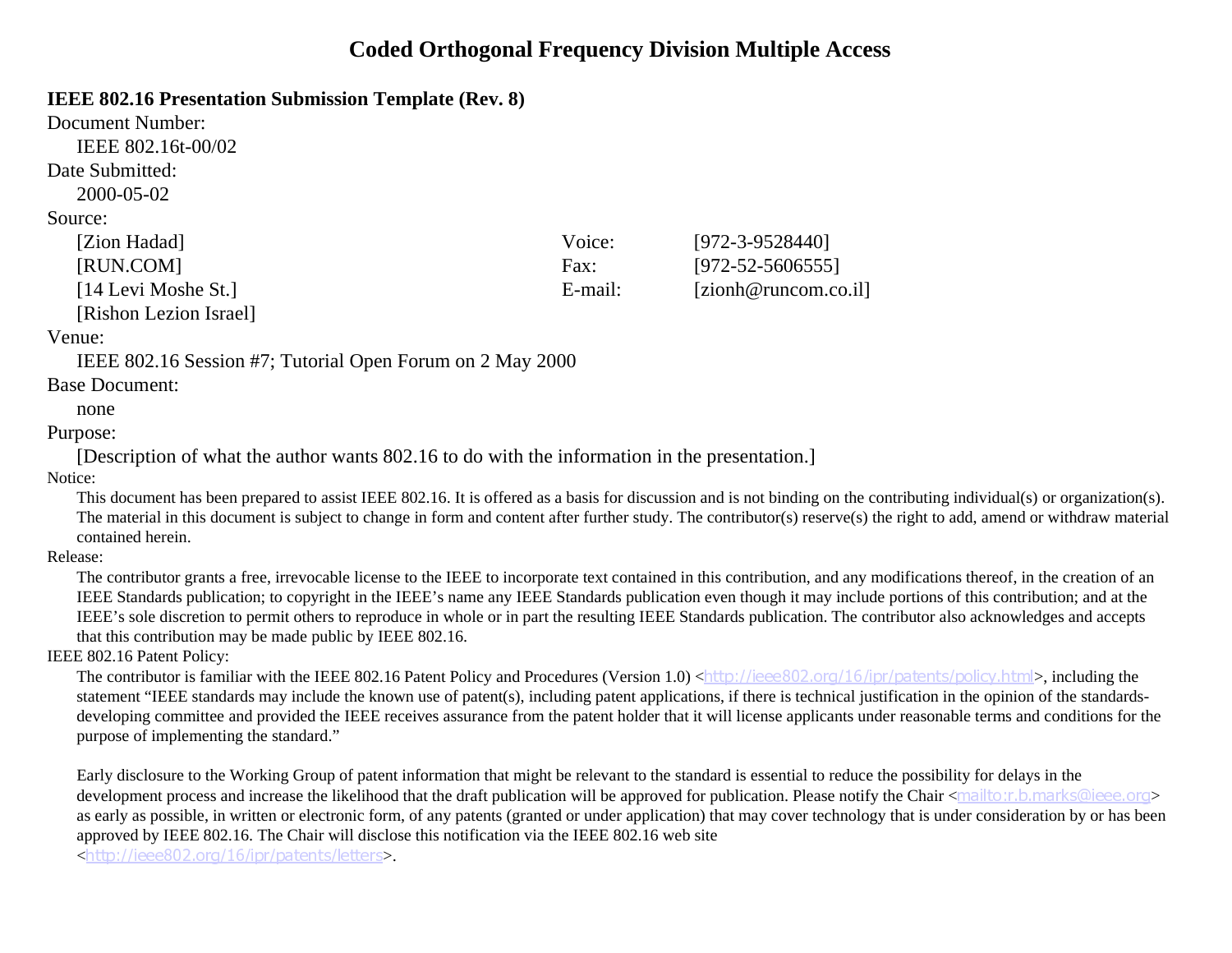# Coded Orthogonal Frequency Division Multiple Access

**IEEE 802.16 Presentation Submission Template (Rev. 8)**

Document Number:

IEEE 802.16t-00/02

Date Submitted:

2000-05-02

Source:

| | | |
|---|---|---|
| [Zion Hadad] | Voice: | [972-3-9528440] |
| [RUN.COM] | Fax: | [972-52-5606555] |
| [14 Levi Moshe St.] | E-mail: | [zionh@runcom.co.il] |
| [Rishon Lezion Israel] | | |

Venue:

IEEE 802.16 Session #7; Tutorial Open Forum on 2 May 2000

Base Document:

none

Purpose:

[Description of what the author wants 802.16 to do with the information in the presentation.]

Notice:

This document has been prepared to assist IEEE 802.16. It is offered as a basis for discussion and is not binding on the contributing individual(s) or organization(s). The material in this document is subject to change in form and content after further study. The contributor(s) reserve(s) the right to add, amend or withdraw material contained herein.

Release:

The contributor grants a free, irrevocable license to the IEEE to incorporate text contained in this contribution, and any modifications thereof, in the creation of an IEEE Standards publication; to copyright in the IEEE's name any IEEE Standards publication even though it may include portions of this contribution; and at the IEEE's sole discretion to permit others to reproduce in whole or in part the resulting IEEE Standards publication. The contributor also acknowledges and accepts that this contribution may be made public by IEEE 802.16.

IEEE 802.16 Patent Policy:

The contributor is familiar with the IEEE 802.16 Patent Policy and Procedures (Version 1.0) <http://ieee802.org/16/ipr/patents/policy.html>, including the statement "IEEE standards may include the known use of patent(s), including patent applications, if there is technical justification in the opinion of the standards-developing committee and provided the IEEE receives assurance from the patent holder that it will license applicants under reasonable terms and conditions for the purpose of implementing the standard."

Early disclosure to the Working Group of patent information that might be relevant to the standard is essential to reduce the possibility for delays in the development process and increase the likelihood that the draft publication will be approved for publication. Please notify the Chair <mailto:r.b.marks@ieee.org> as early as possible, in written or electronic form, of any patents (granted or under application) that may cover technology that is under consideration by or has been approved by IEEE 802.16. The Chair will disclose this notification via the IEEE 802.16 web site <http://ieee802.org/16/ipr/patents/letters>.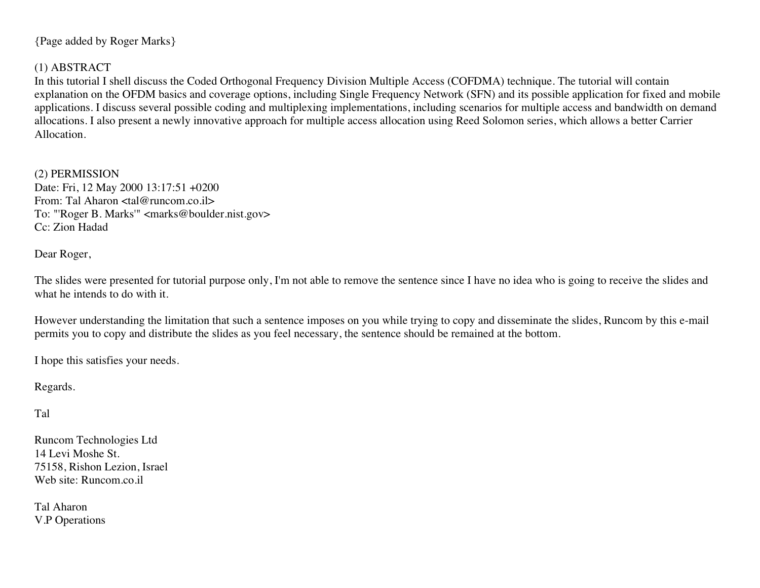{Page added by Roger Marks}

(1) ABSTRACT

In this tutorial I shell discuss the Coded Orthogonal Frequency Division Multiple Access (COFDMA) technique. The tutorial will contain explanation on the OFDM basics and coverage options, including Single Frequency Network (SFN) and its possible application for fixed and mobile applications. I discuss several possible coding and multiplexing implementations, including scenarios for multiple access and bandwidth on demand allocations. I also present a newly innovative approach for multiple access allocation using Reed Solomon series, which allows a better Carrier Allocation.

(2) PERMISSION

Date: Fri, 12 May 2000 13:17:51 +0200
From: Tal Aharon <tal@runcom.co.il>
To: "'Roger B. Marks'" <marks@boulder.nist.gov>
Cc: Zion Hadad

Dear Roger,

The slides were presented for tutorial purpose only, I'm not able to remove the sentence since I have no idea who is going to receive the slides and what he intends to do with it.

However understanding the limitation that such a sentence imposes on you while trying to copy and disseminate the slides, Runcom by this e-mail permits you to copy and distribute the slides as you feel necessary, the sentence should be remained at the bottom.

I hope this satisfies your needs.

Regards.

Tal

Runcom Technologies Ltd
14 Levi Moshe St.
75158, Rishon Lezion, Israel
Web site: Runcom.co.il

Tal Aharon
V.P Operations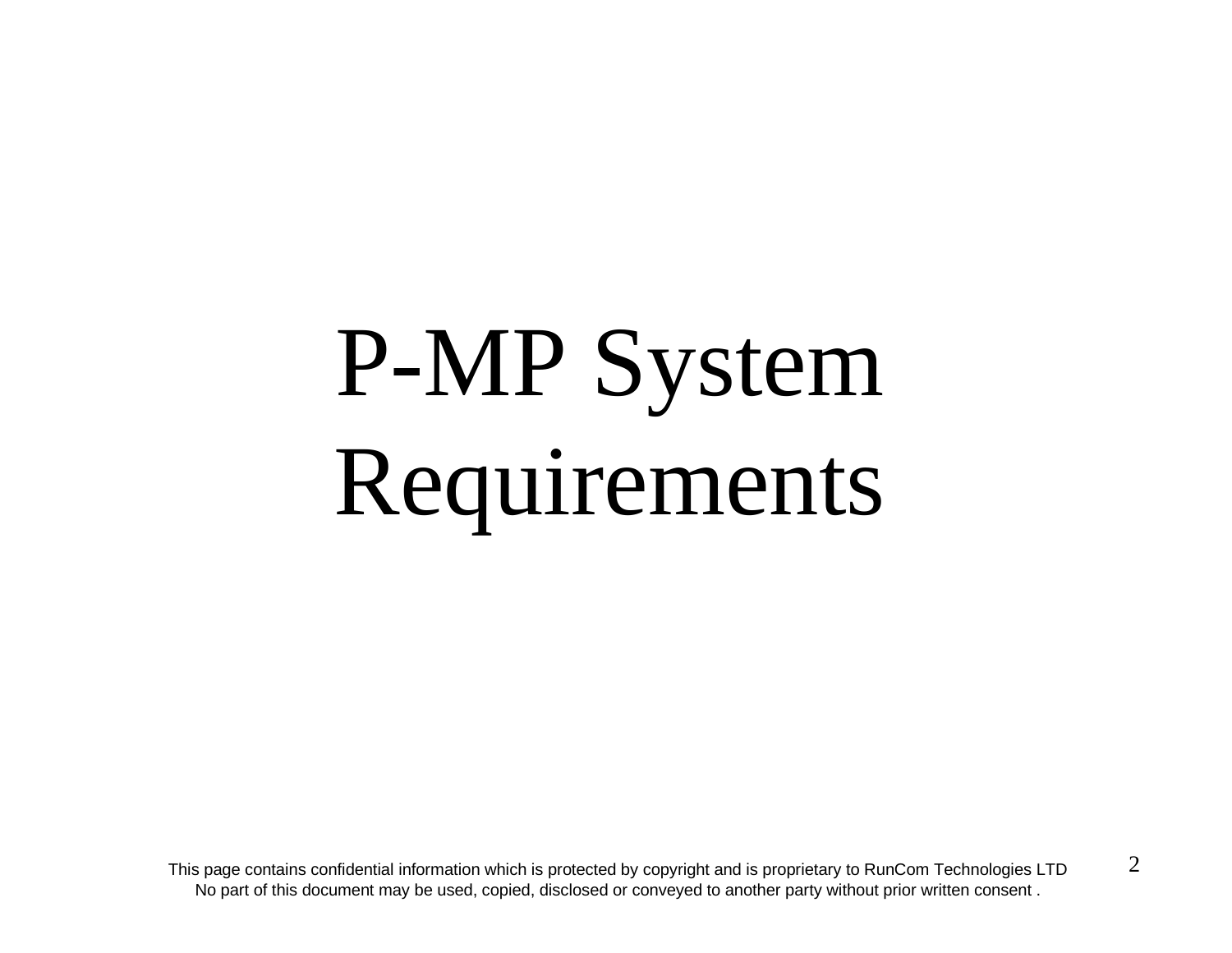# P-MP System Requirements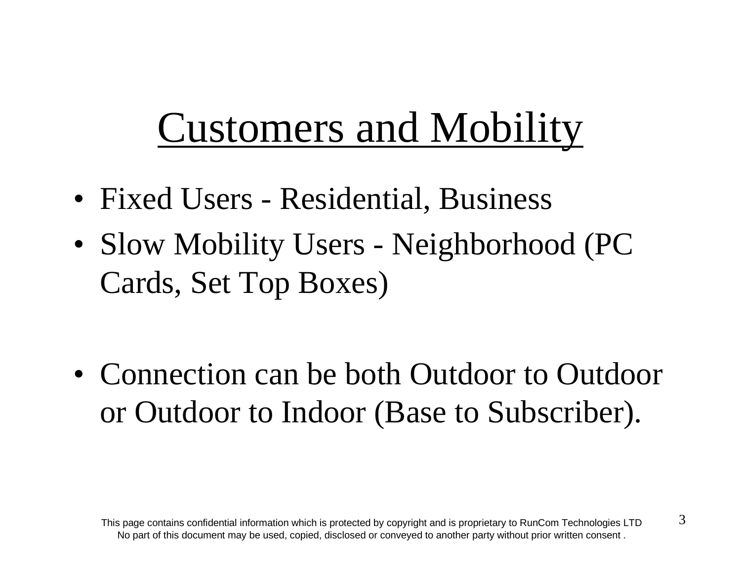# Customers and Mobility

- Fixed Users - Residential, Business
- Slow Mobility Users - Neighborhood (PC Cards, Set Top Boxes)

- Connection can be both Outdoor to Outdoor or Outdoor to Indoor (Base to Subscriber).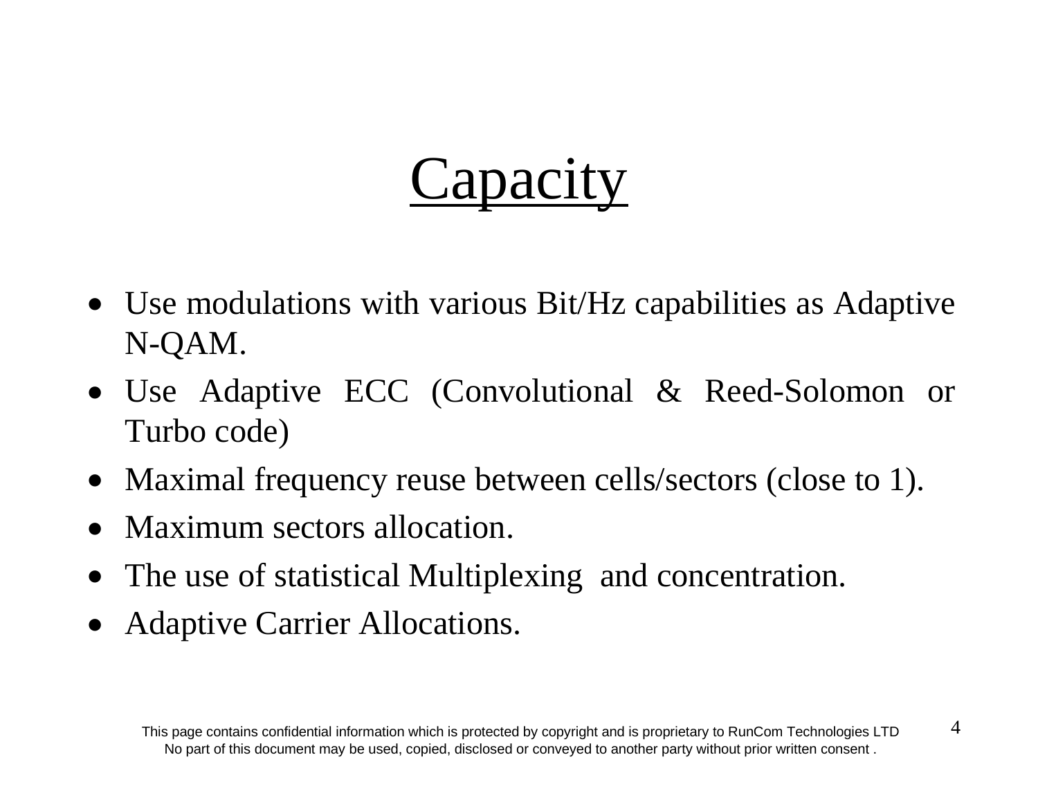# Capacity

- Use modulations with various Bit/Hz capabilities as Adaptive N-QAM.
- Use Adaptive ECC (Convolutional & Reed-Solomon or Turbo code)
- Maximal frequency reuse between cells/sectors (close to 1).
- Maximum sectors allocation.
- The use of statistical Multiplexing and concentration.
- Adaptive Carrier Allocations.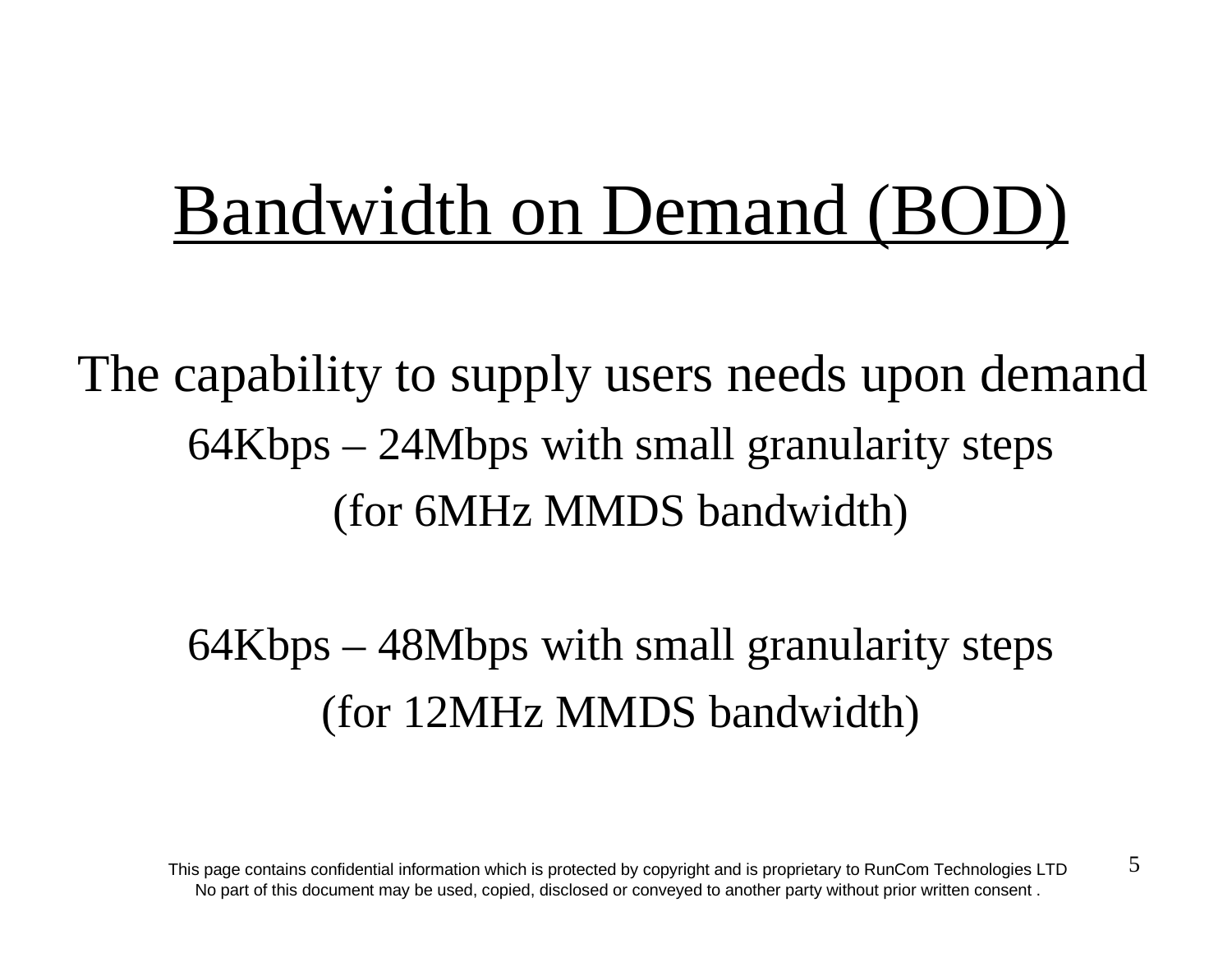# Bandwidth on Demand (BOD)

The capability to supply users needs upon demand

64Kbps – 24Mbps with small granularity steps

(for 6MHz MMDS bandwidth)

64Kbps – 48Mbps with small granularity steps

(for 12MHz MMDS bandwidth)

This page contains confidential information which is protected by copyright and is proprietary to RunCom Technologies LTD
No part of this document may be used, copied, disclosed or conveyed to another party without prior written consent .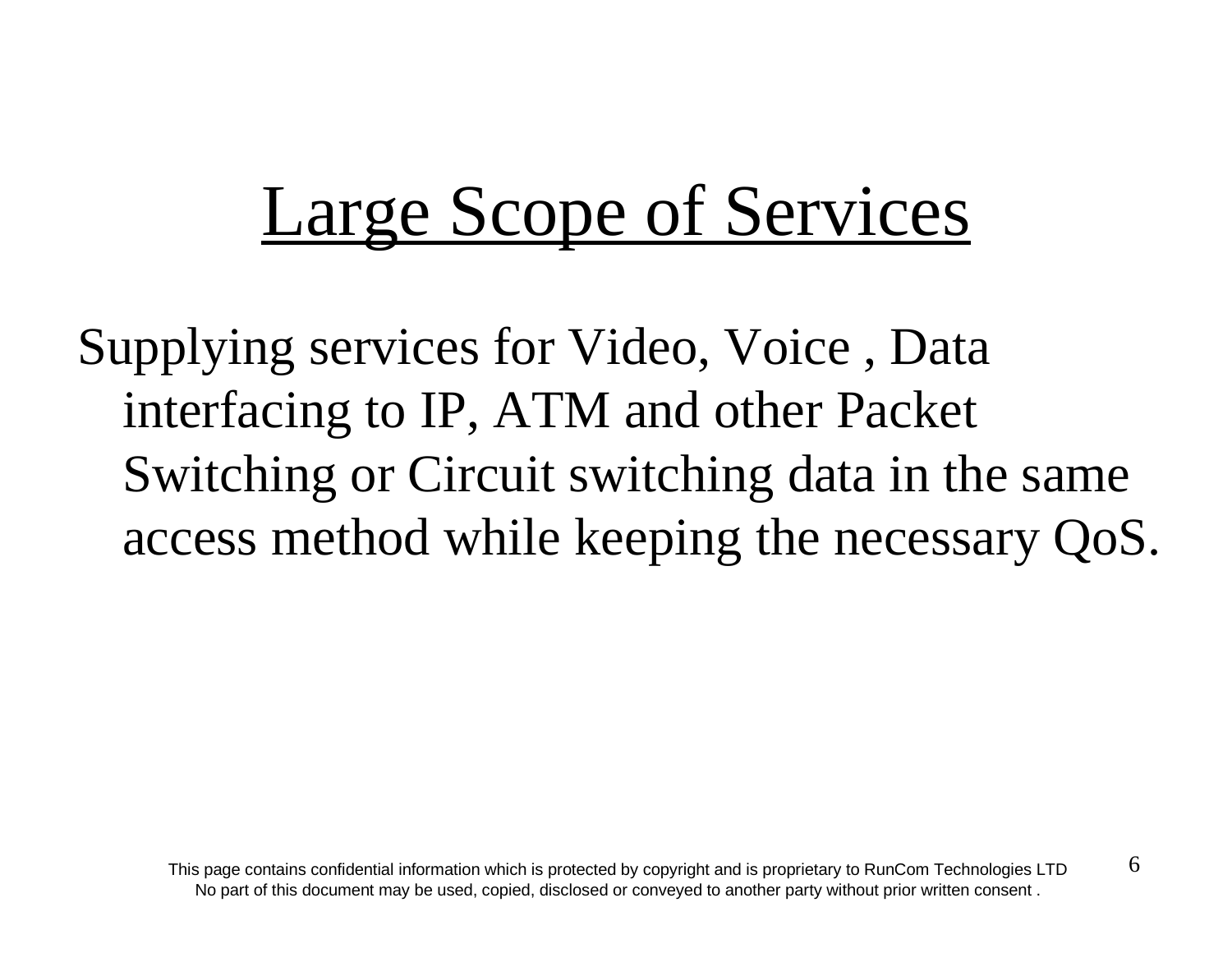# Large Scope of Services

Supplying services for Video, Voice , Data interfacing to IP, ATM and other Packet Switching or Circuit switching data in the same access method while keeping the necessary QoS.

This page contains confidential information which is protected by copyright and is proprietary to RunCom Technologies LTD
No part of this document may be used, copied, disclosed or conveyed to another party without prior written consent .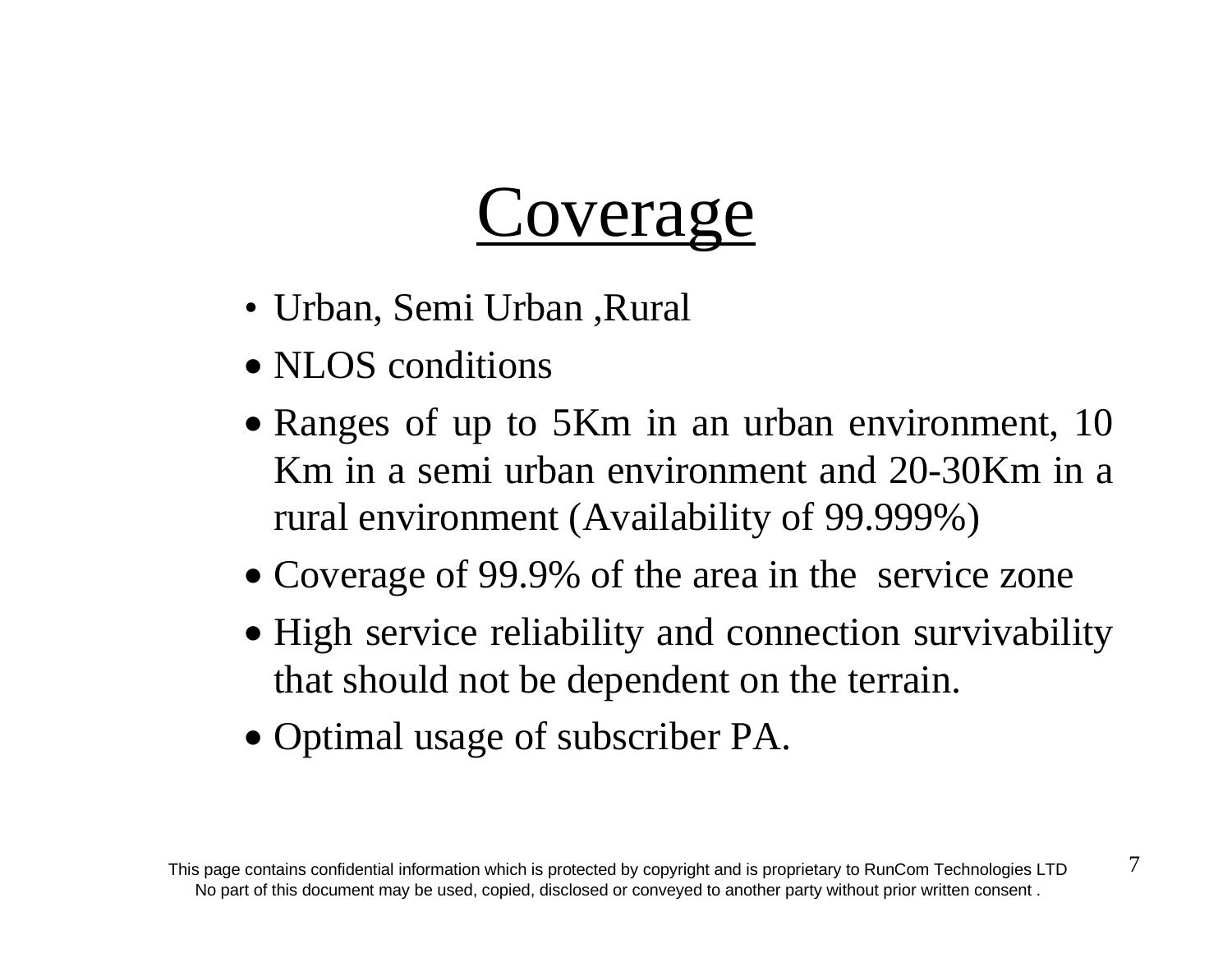# Coverage

- Urban, Semi Urban ,Rural
- NLOS conditions
- Ranges of up to 5Km in an urban environment, 10 Km in a semi urban environment and 20-30Km in a rural environment (Availability of 99.999%)
- Coverage of 99.9% of the area in the service zone
- High service reliability and connection survivability that should not be dependent on the terrain.
- Optimal usage of subscriber PA.

This page contains confidential information which is protected by copyright and is proprietary to RunCom Technologies LTD
No part of this document may be used, copied, disclosed or conveyed to another party without prior written consent .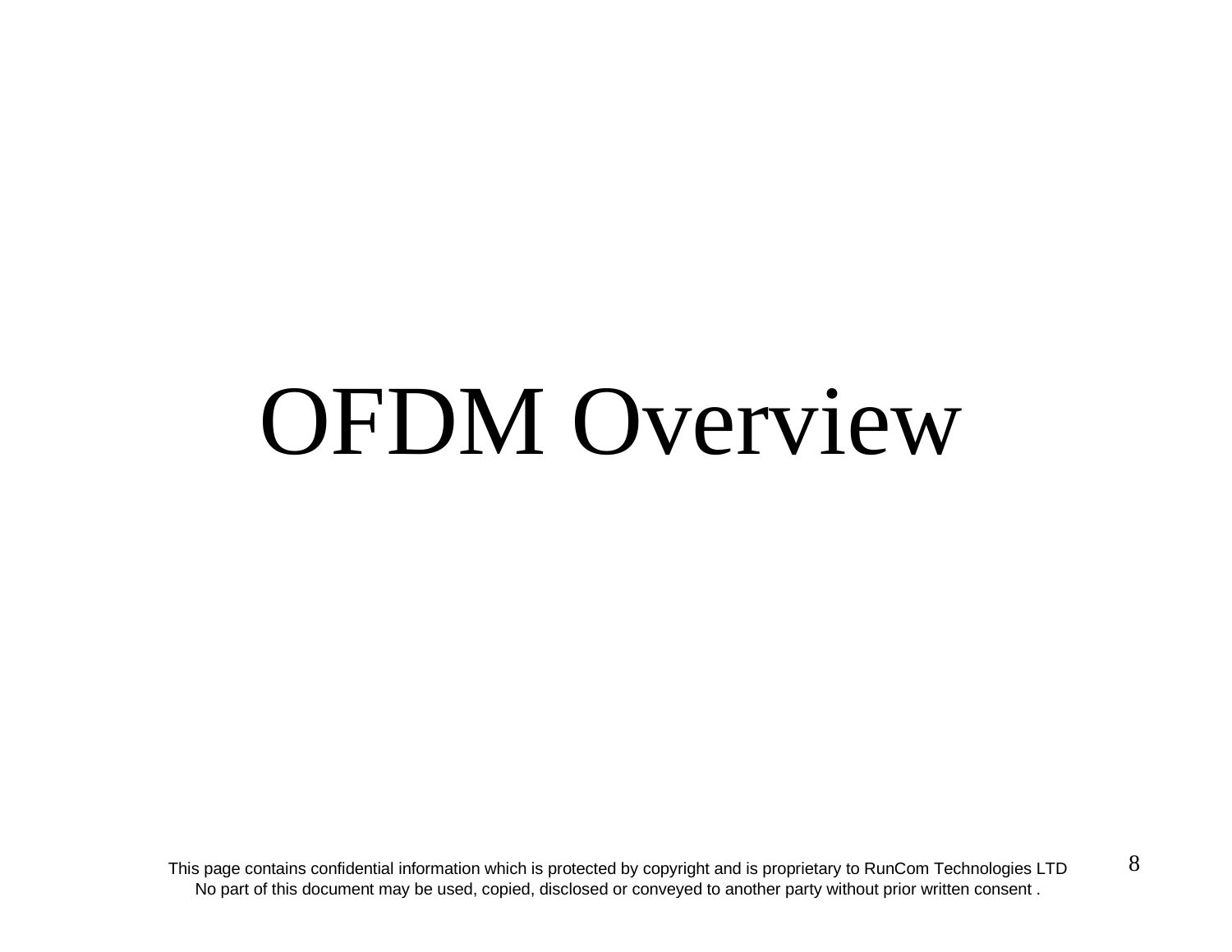# OFDM Overview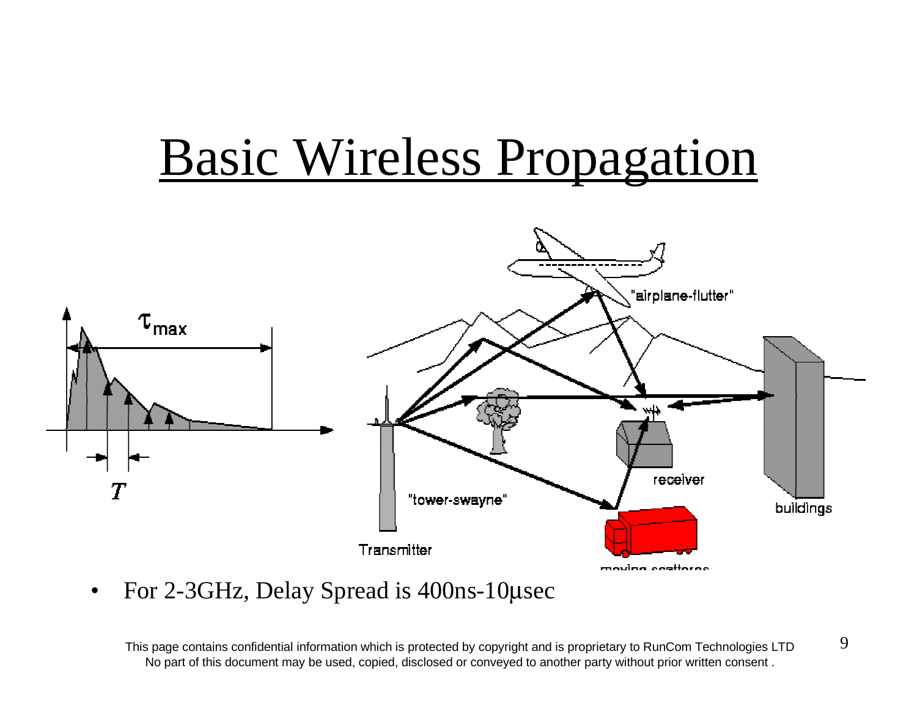# Basic Wireless Propagation

- For 2-3GHz, Delay Spread is 400ns-10μsec

This page contains confidential information which is protected by copyright and is proprietary to RunCom Technologies LTD
No part of this document may be used, copied, disclosed or conveyed to another party without prior written consent .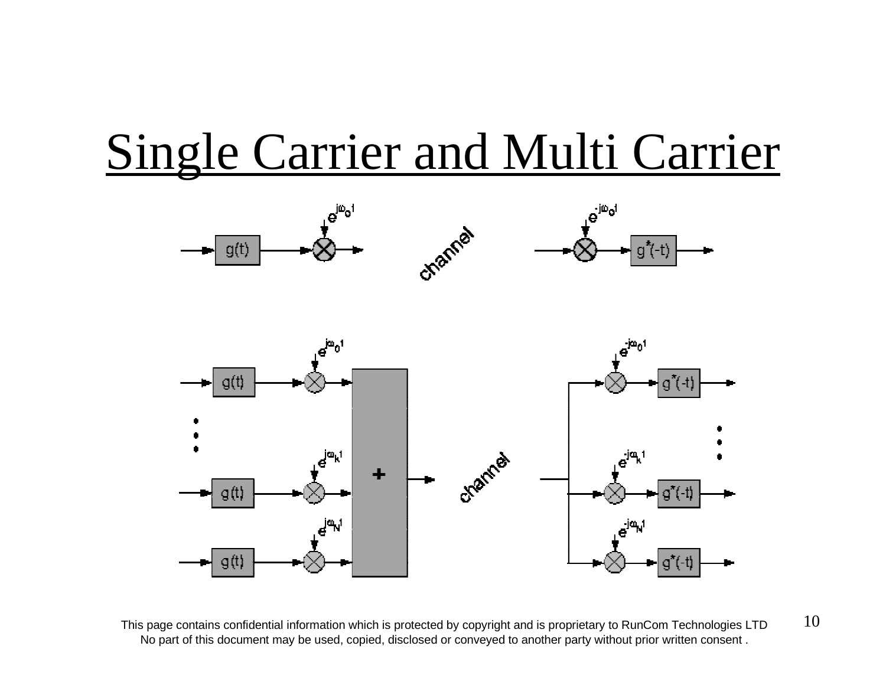# Single Carrier and Multi Carrier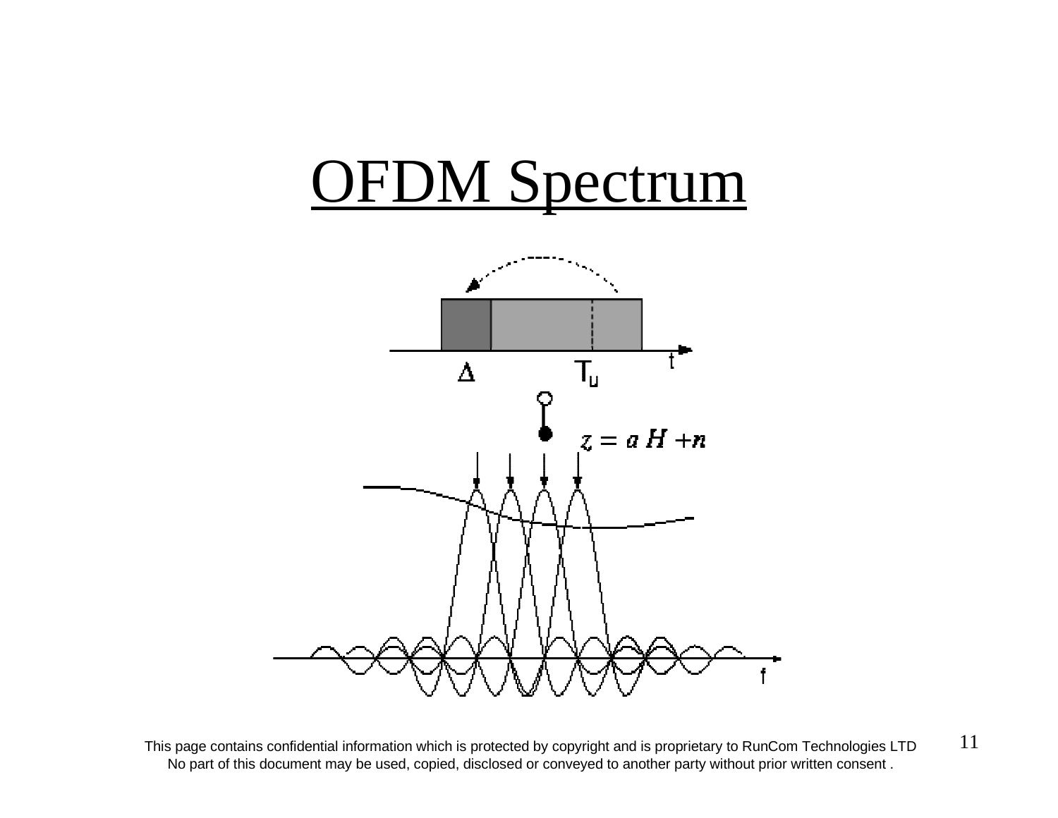# OFDM Spectrum

$\Delta$

$T_u$

$t$

$z = a\,H + n$

$f$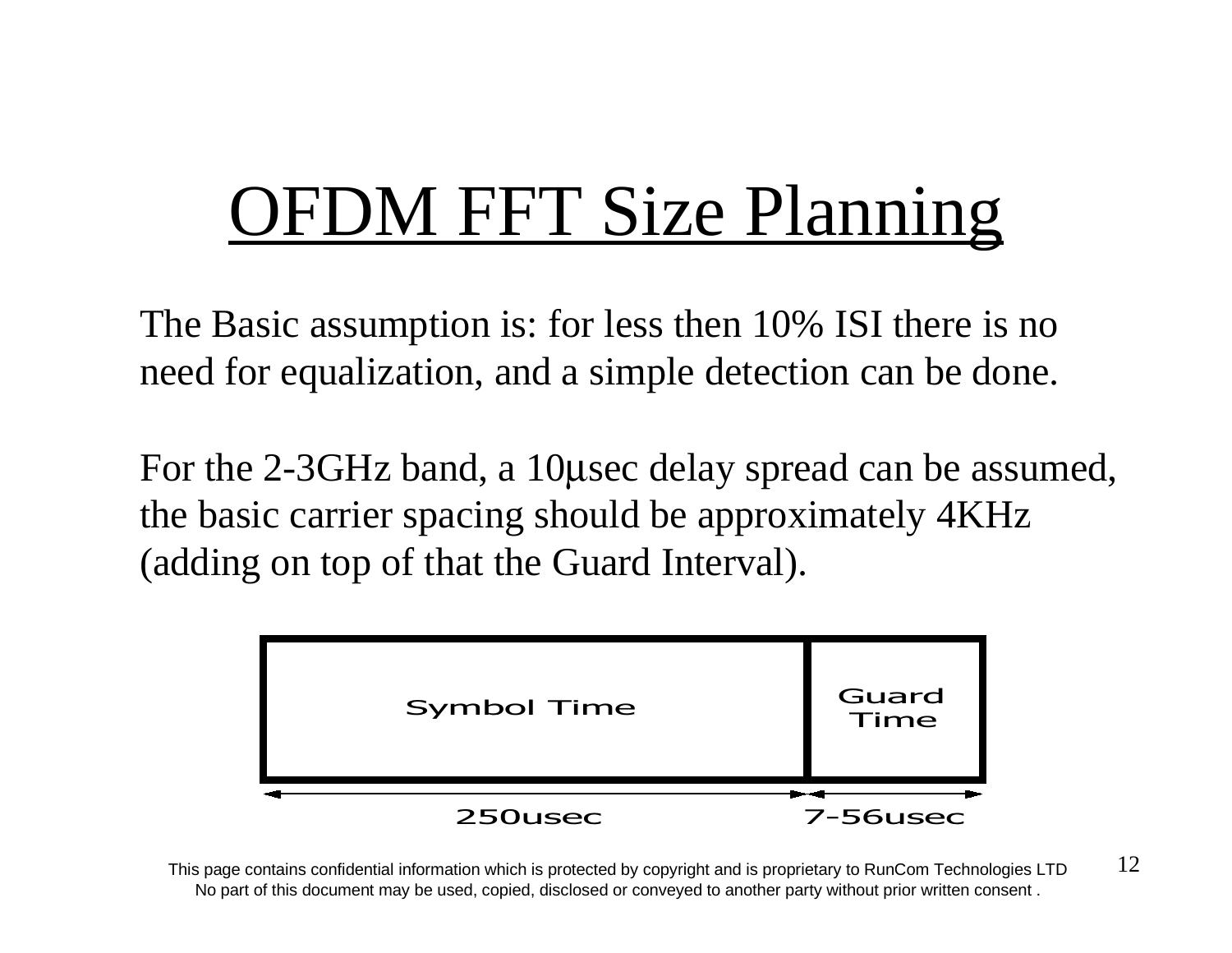# OFDM FFT Size Planning

The Basic assumption is: for less then 10% ISI there is no need for equalization, and a simple detection can be done.

For the 2-3GHz band, a 10μsec delay spread can be assumed, the basic carrier spacing should be approximately 4KHz (adding on top of that the Guard Interval).

| Symbol Time | Guard Time |
| --- | --- |
| 250usec | 7-56usec |

This page contains confidential information which is protected by copyright and is proprietary to RunCom Technologies LTD
No part of this document may be used, copied, disclosed or conveyed to another party without prior written consent .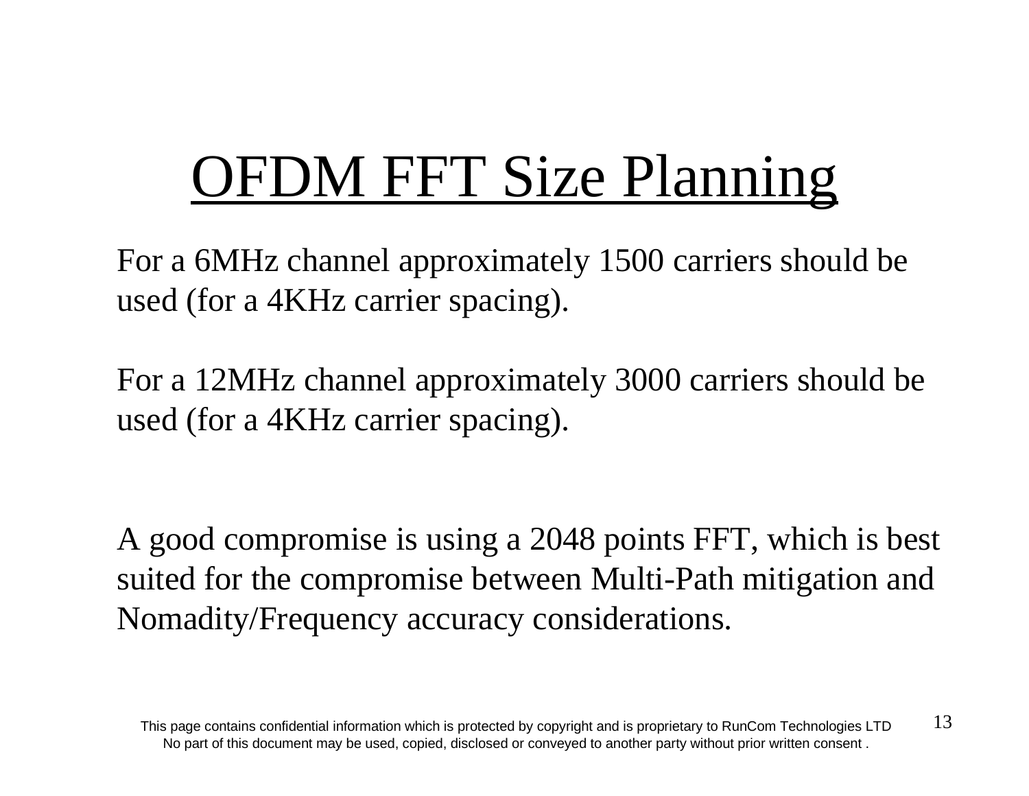# OFDM FFT Size Planning

For a 6MHz channel approximately 1500 carriers should be used (for a 4KHz carrier spacing).

For a 12MHz channel approximately 3000 carriers should be used (for a 4KHz carrier spacing).

A good compromise is using a 2048 points FFT, which is best suited for the compromise between Multi-Path mitigation and Nomadity/Frequency accuracy considerations.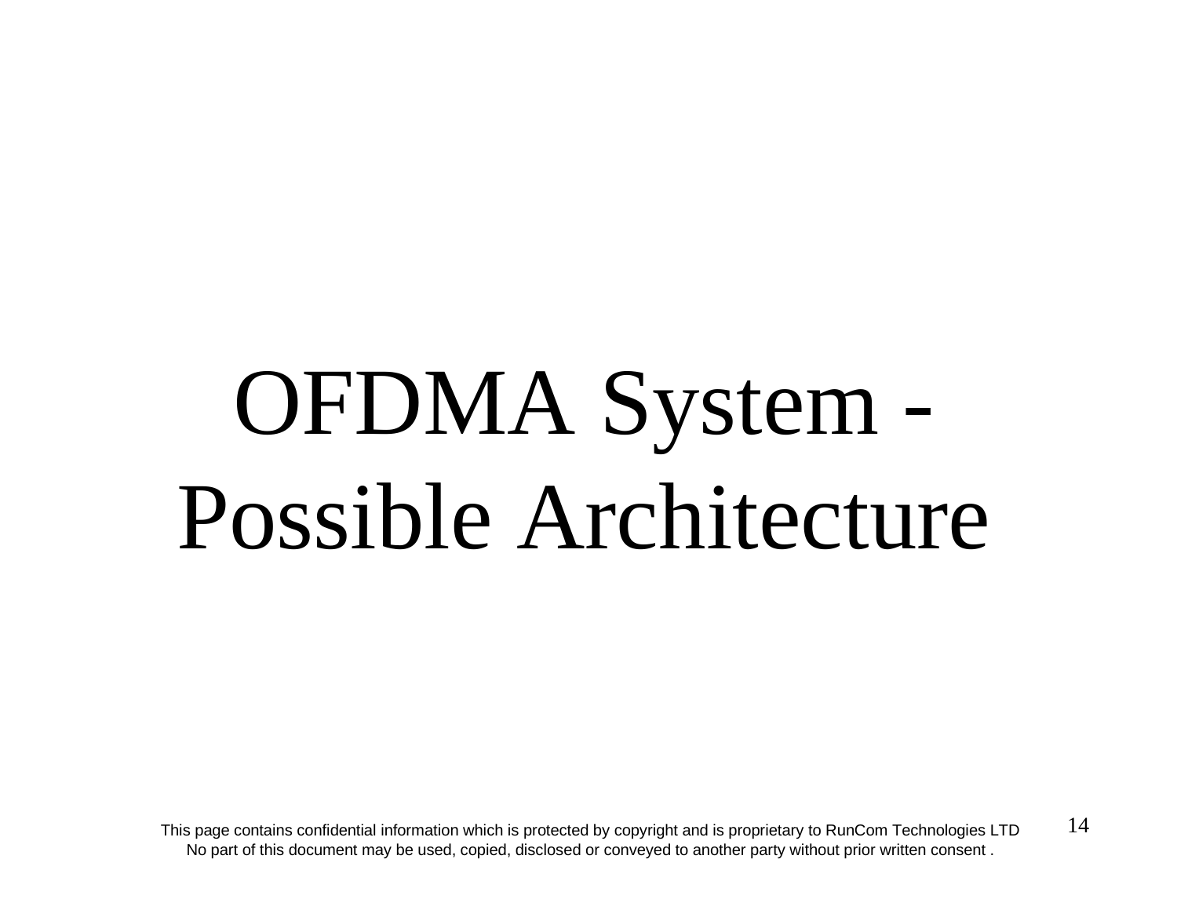# OFDMA System - Possible Architecture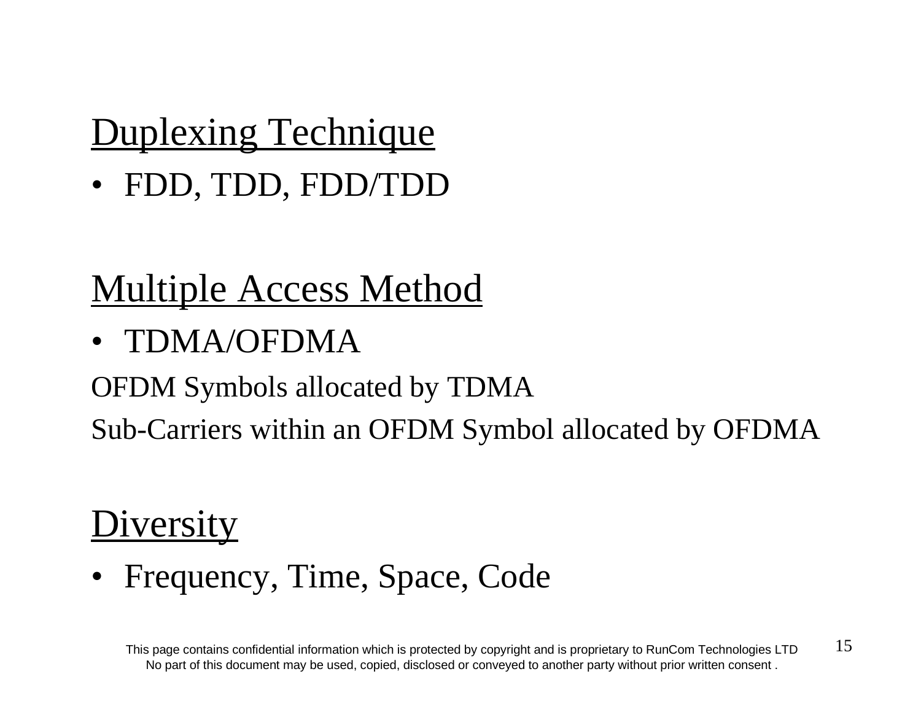## Duplexing Technique

- FDD, TDD, FDD/TDD

## Multiple Access Method

- TDMA/OFDMA

OFDM Symbols allocated by TDMA

Sub-Carriers within an OFDM Symbol allocated by OFDMA

## Diversity

- Frequency, Time, Space, Code

This page contains confidential information which is protected by copyright and is proprietary to RunCom Technologies LTD
No part of this document may be used, copied, disclosed or conveyed to another party without prior written consent .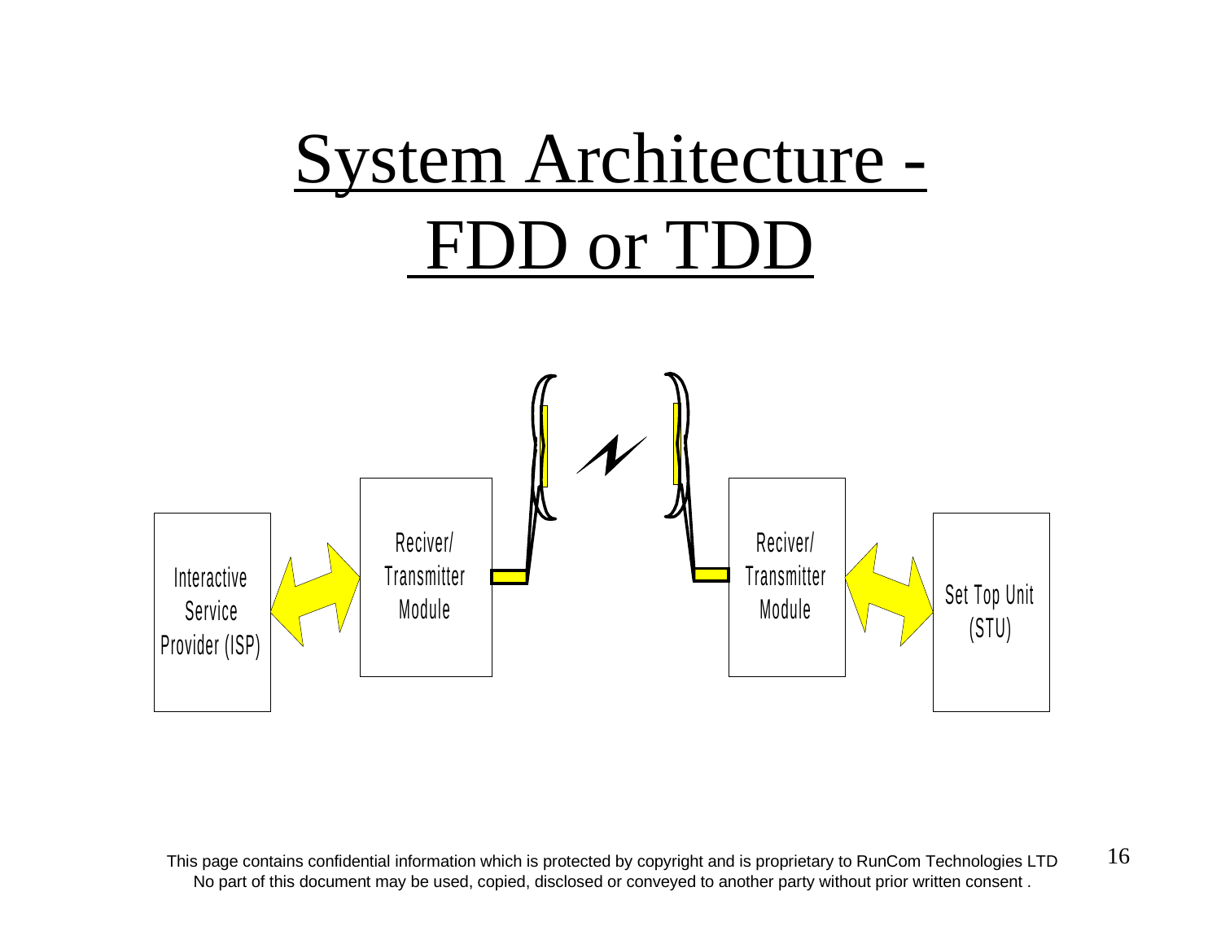# System Architecture - FDD or TDD

Interactive Service Provider (ISP)

Reciver/ Transmitter Module

Reciver/ Transmitter Module

Set Top Unit (STU)

This page contains confidential information which is protected by copyright and is proprietary to RunCom Technologies LTD
No part of this document may be used, copied, disclosed or conveyed to another party without prior written consent .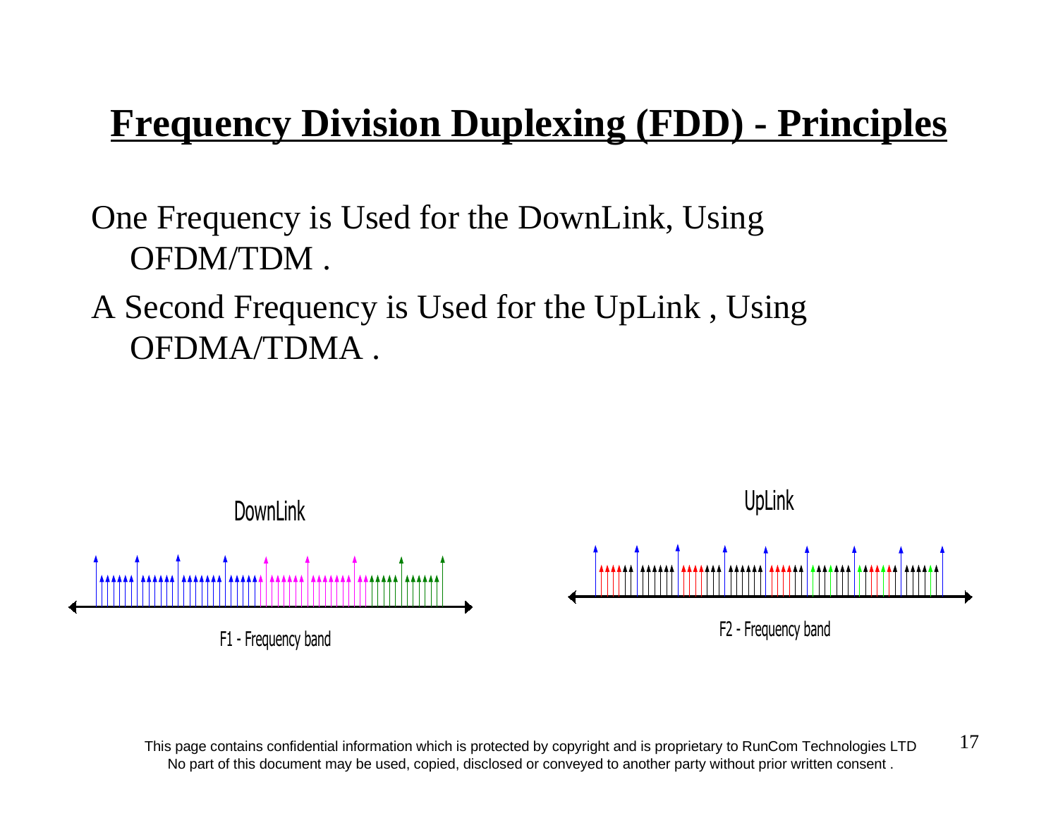# Frequency Division Duplexing (FDD) - Principles

One Frequency is Used for the DownLink, Using OFDM/TDM .

A Second Frequency is Used for the UpLink , Using OFDMA/TDMA .

DownLink

F1 - Frequency band

UpLink

F2 - Frequency band

This page contains confidential information which is protected by copyright and is proprietary to RunCom Technologies LTD
No part of this document may be used, copied, disclosed or conveyed to another party without prior written consent .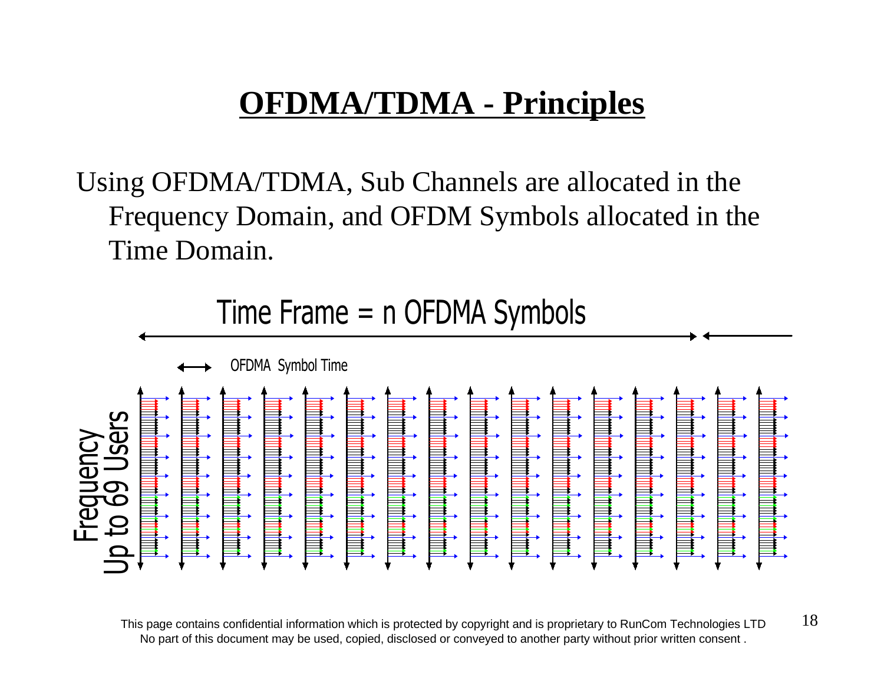# OFDMA/TDMA - Principles

Using OFDMA/TDMA, Sub Channels are allocated in the Frequency Domain, and OFDM Symbols allocated in the Time Domain.

Time Frame = n OFDMA Symbols

OFDMA Symbol Time

Frequency
Up to 69 Users

This page contains confidential information which is protected by copyright and is proprietary to RunCom Technologies LTD
No part of this document may be used, copied, disclosed or conveyed to another party without prior written consent .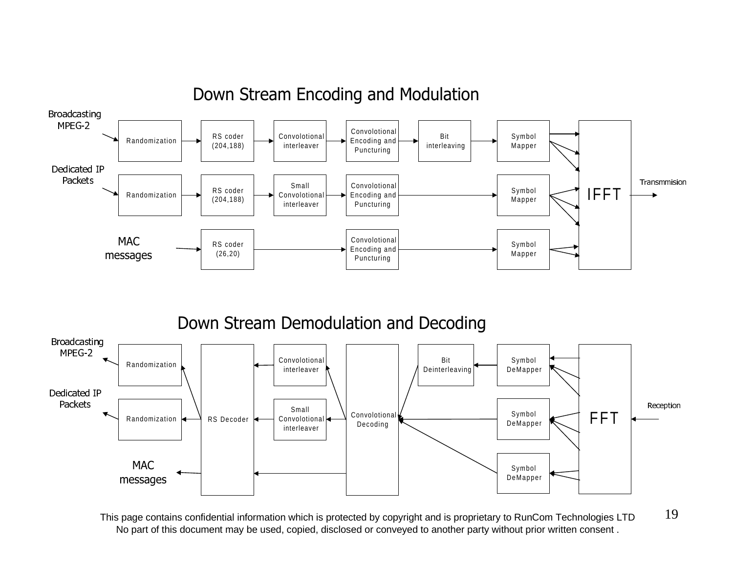## Down Stream Encoding and Modulation

Broadcasting MPEG-2 → Randomization → RS coder (204,188) → Convolotional interleaver → Convolotional Encoding and Puncturing → Bit interleaving → Symbol Mapper → IFFT

Dedicated IP Packets → Randomization → RS coder (204,188) → Small Convolotional interleaver → Convolotional Encoding and Puncturing → Symbol Mapper → IFFT

MAC messages → RS coder (26,20) → Convolotional Encoding and Puncturing → Symbol Mapper → IFFT

IFFT → Transmmision

## Down Stream Demodulation and Decoding

Reception → FFT

FFT → Symbol DeMapper → Bit Deinterleaving → Convolotional Decoding → Convolotional interleaver → RS Decoder → Randomization → Broadcasting MPEG-2

FFT → Symbol DeMapper → Convolotional Decoding → Small Convolotional interleaver → RS Decoder → Randomization → Dedicated IP Packets

FFT → Symbol DeMapper → Convolotional Decoding → RS Decoder → MAC messages

This page contains confidential information which is protected by copyright and is proprietary to RunCom Technologies LTD
No part of this document may be used, copied, disclosed or conveyed to another party without prior written consent .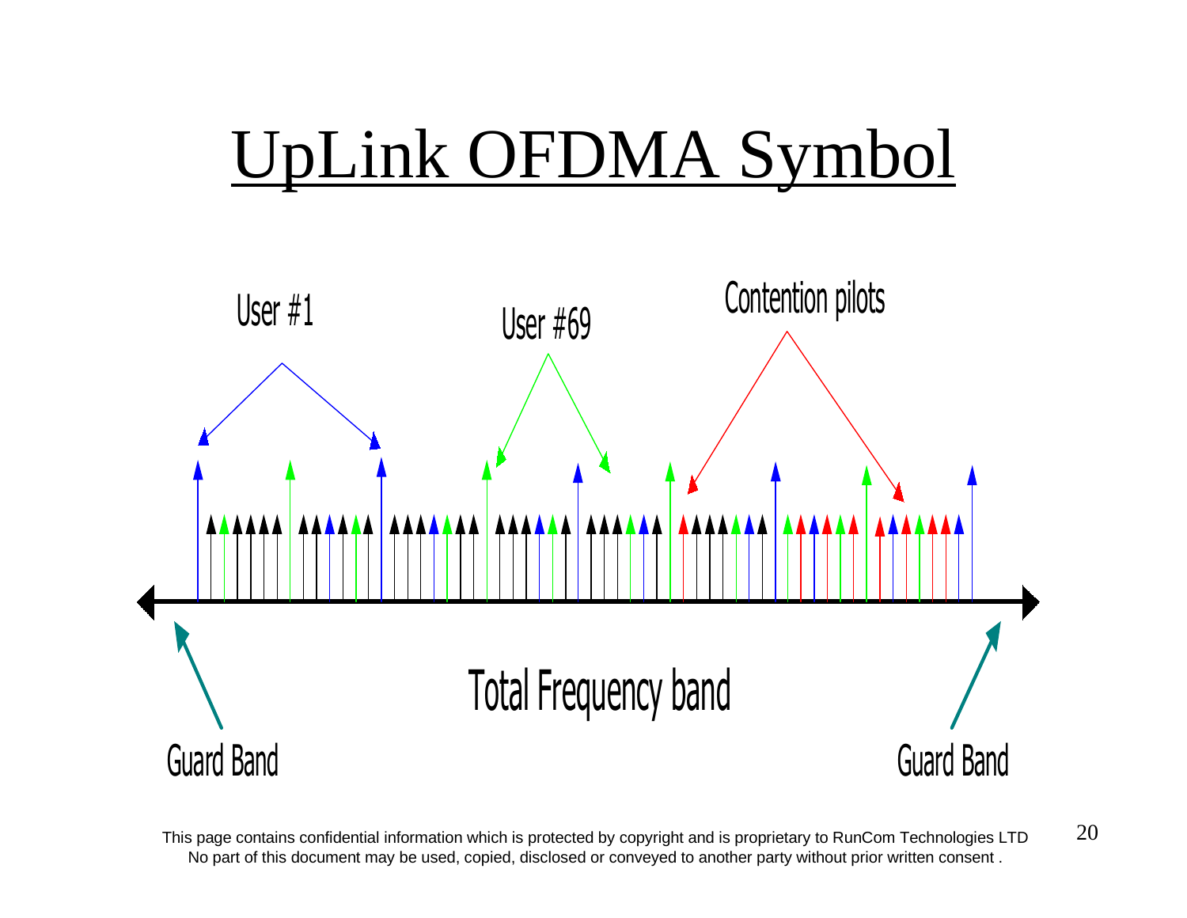# UpLink OFDMA Symbol

User #1

User #69

Contention pilots

Total Frequency band

Guard Band

Guard Band

This page contains confidential information which is protected by copyright and is proprietary to RunCom Technologies LTD
No part of this document may be used, copied, disclosed or conveyed to another party without prior written consent .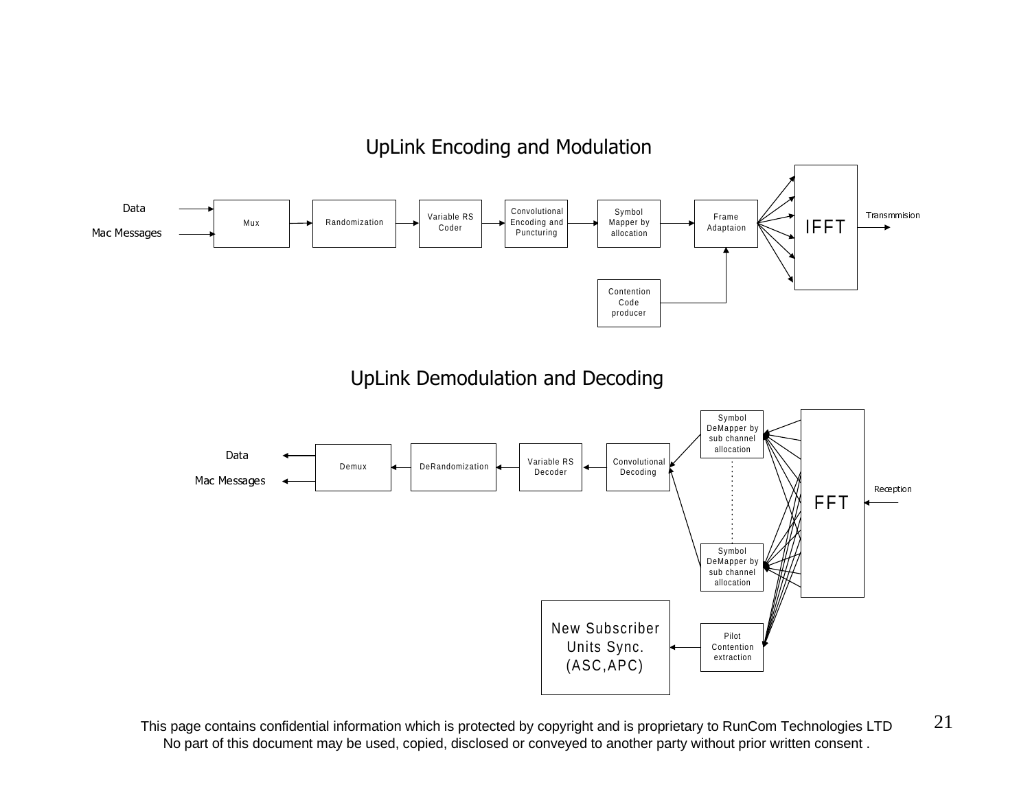## UpLink Encoding and Modulation

Data → Mux; Mac Messages → Mux → Randomization → Variable RS Coder → Convolutional Encoding and Puncturing → Symbol Mapper by allocation → Frame Adaptaion → IFFT → Transmmision

Contention Code producer → Frame Adaptaion

## UpLink Demodulation and Decoding

Reception → FFT → Symbol DeMapper by sub channel allocation (multiple) → Convolutional Decoding → Variable RS Decoder → DeRandomization → Demux → Data; Mac Messages

FFT → Pilot Contention extraction → New Subscriber Units Sync. (ASC,APC)

This page contains confidential information which is protected by copyright and is proprietary to RunCom Technologies LTD
No part of this document may be used, copied, disclosed or conveyed to another party without prior written consent .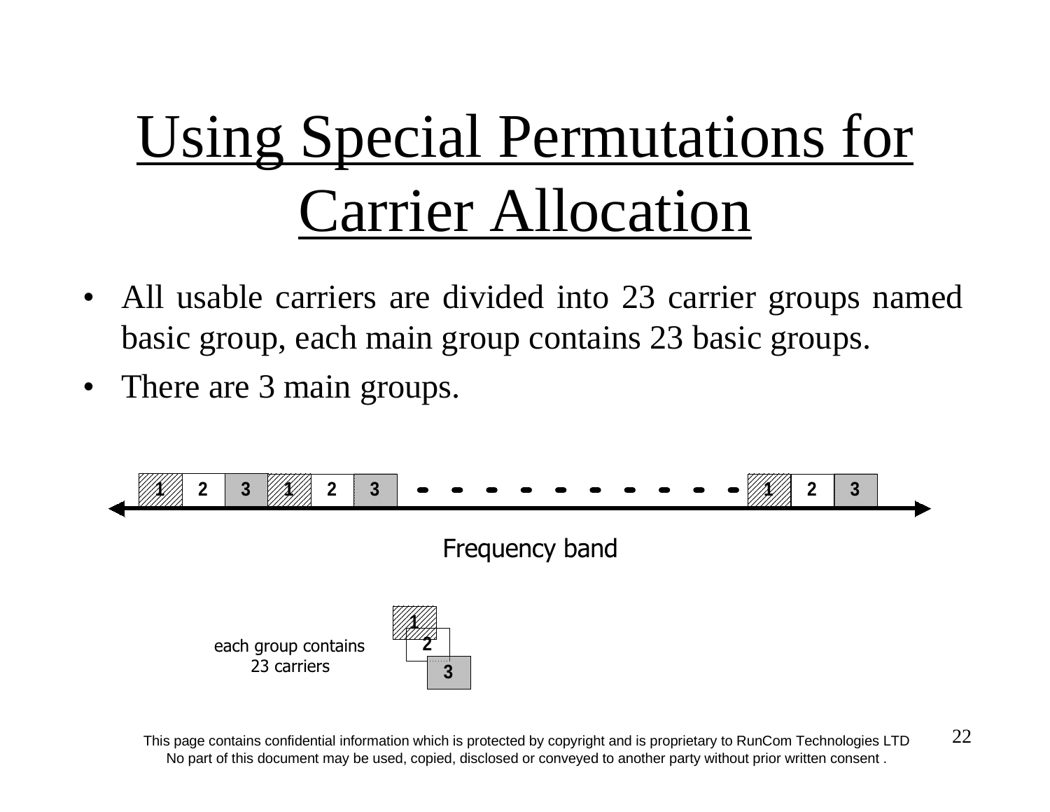# Using Special Permutations for Carrier Allocation

- All usable carriers are divided into 23 carrier groups named basic group, each main group contains 23 basic groups.
- There are 3 main groups.

1 2 3 1 2 3 - - - - - - - - - - 1 2 3

Frequency band

each group contains 23 carriers

1 2 3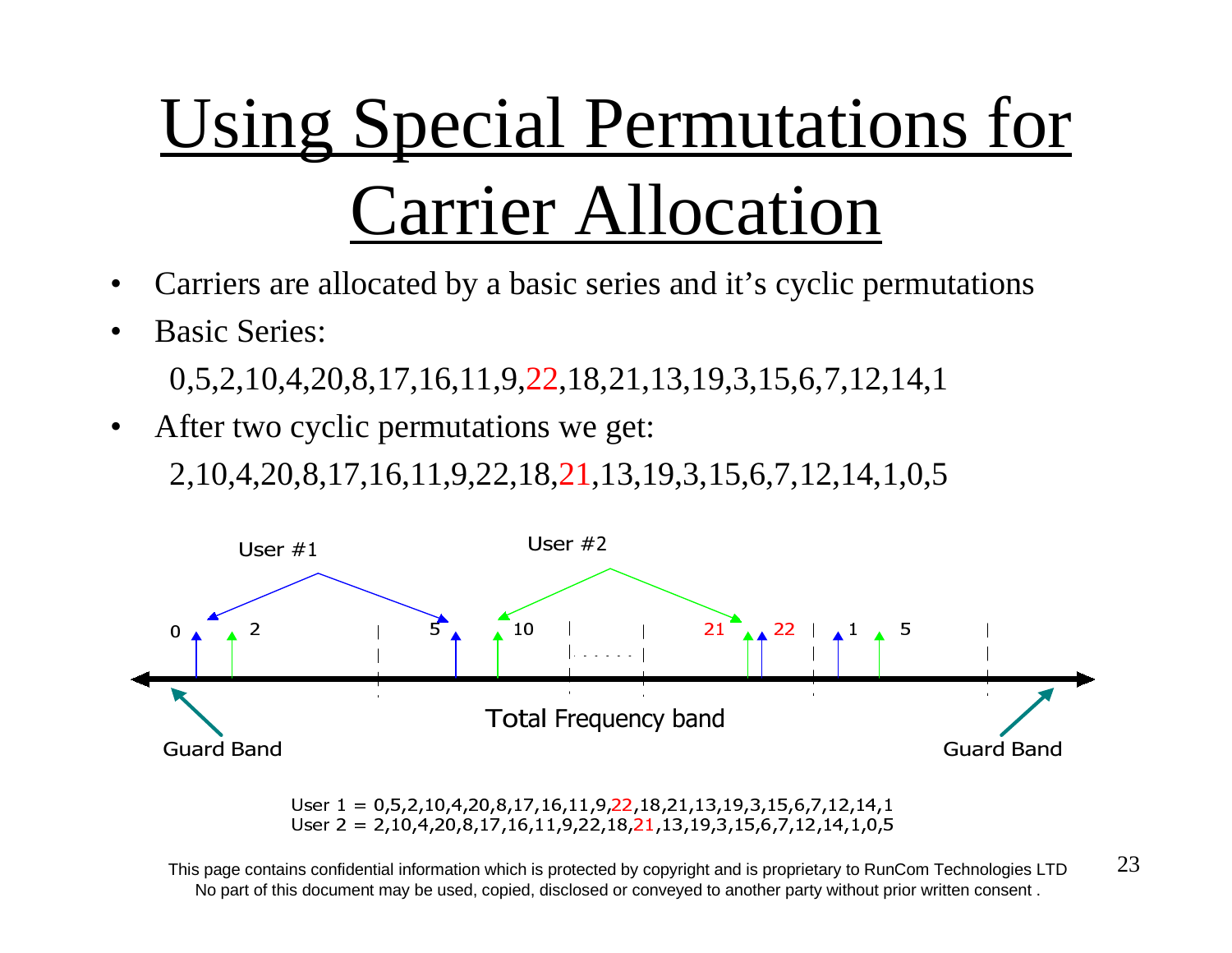# Using Special Permutations for Carrier Allocation

- Carriers are allocated by a basic series and it's cyclic permutations
- Basic Series:

  0,5,2,10,4,20,8,17,16,11,9,22,18,21,13,19,3,15,6,7,12,14,1

- After two cyclic permutations we get:

  2,10,4,20,8,17,16,11,9,22,18,21,13,19,3,15,6,7,12,14,1,0,5

User #1

User #2

0 2 5 10 21 22 1 5

Guard Band

Total Frequency band

Guard Band

User 1 = 0,5,2,10,4,20,8,17,16,11,9,22,18,21,13,19,3,15,6,7,12,14,1
User 2 = 2,10,4,20,8,17,16,11,9,22,18,21,13,19,3,15,6,7,12,14,1,0,5

This page contains confidential information which is protected by copyright and is proprietary to RunCom Technologies LTD
No part of this document may be used, copied, disclosed or conveyed to another party without prior written consent .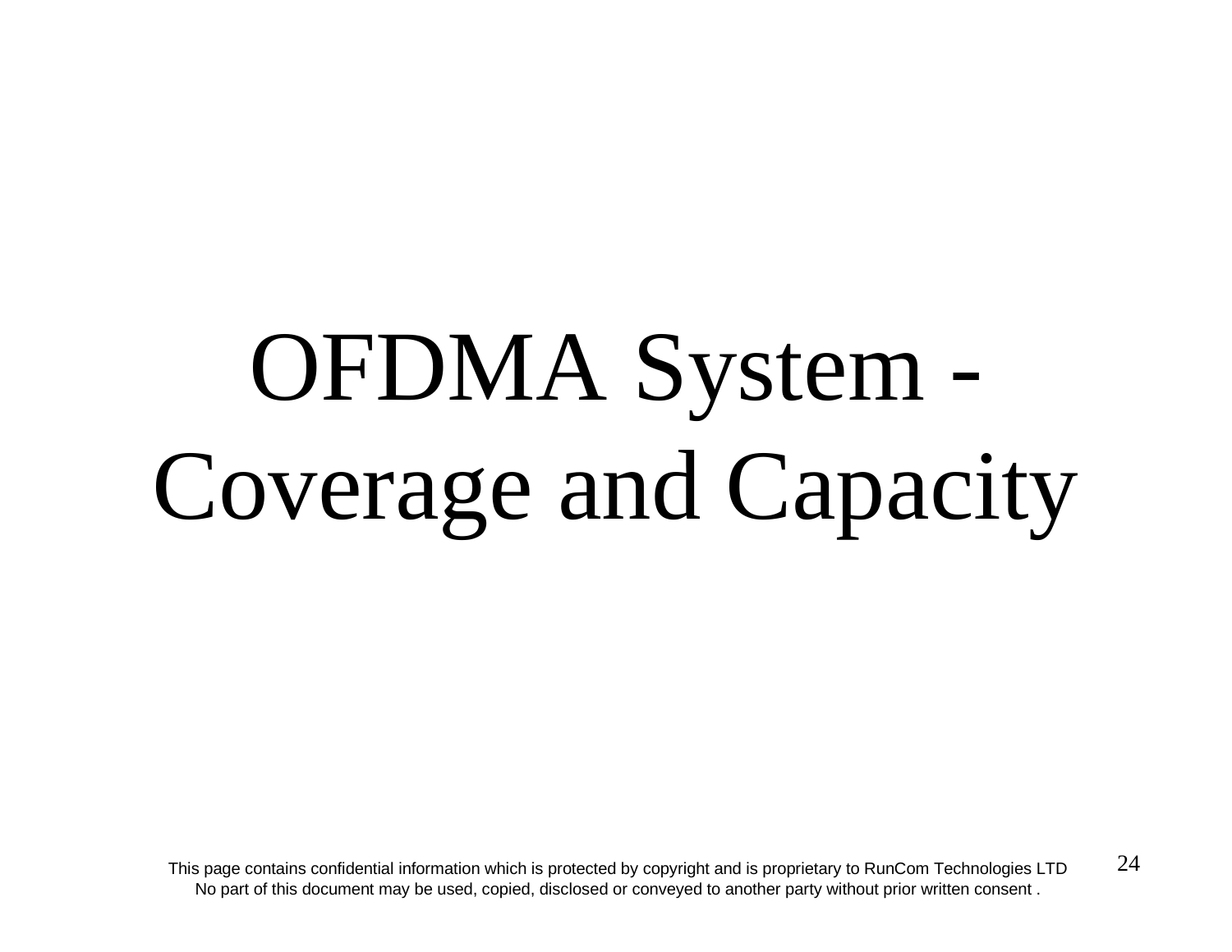# OFDMA System - Coverage and Capacity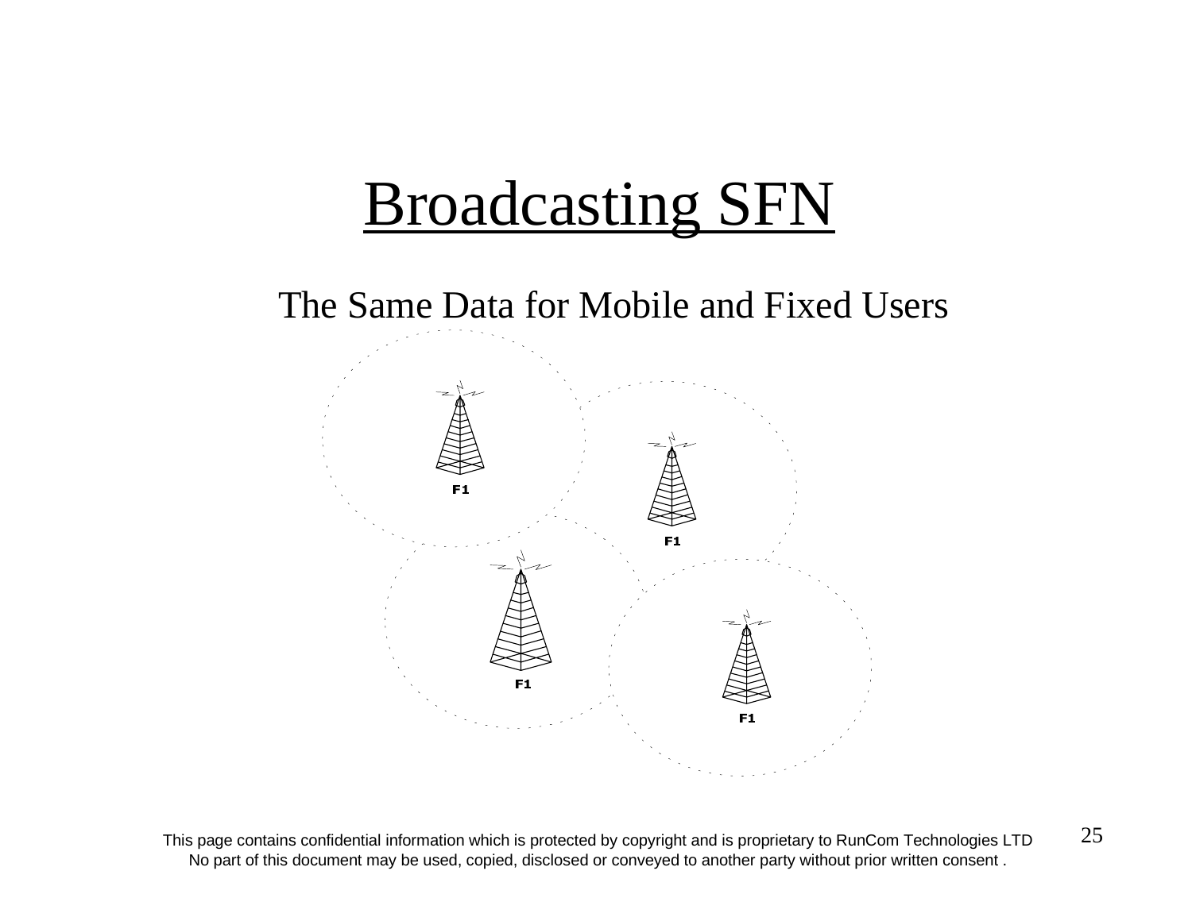# Broadcasting SFN

The Same Data for Mobile and Fixed Users

F1

F1

F1

F1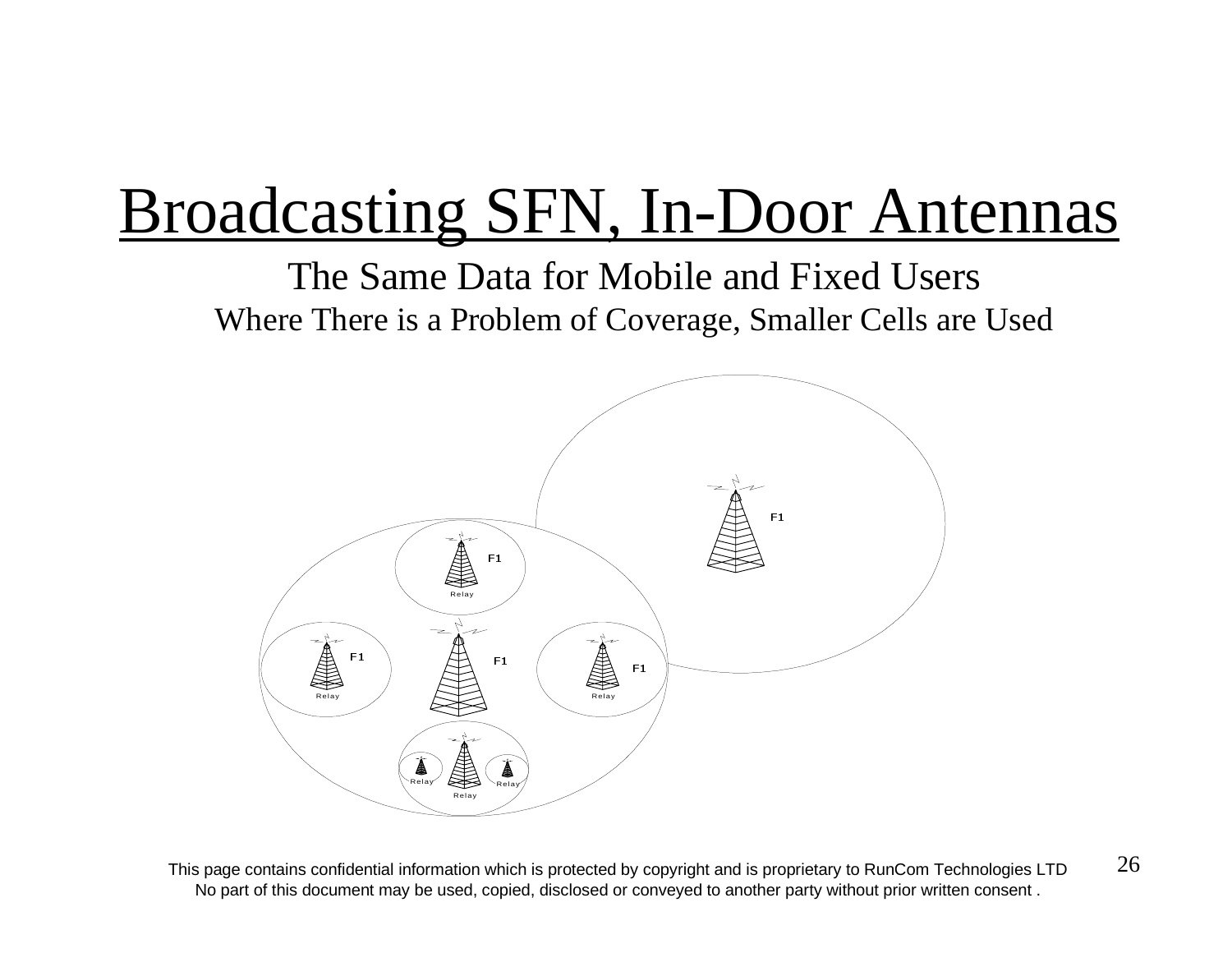# Broadcasting SFN, In-Door Antennas

The Same Data for Mobile and Fixed Users

Where There is a Problem of Coverage, Smaller Cells are Used

F1

F1

Relay

F1

F1

F1

Relay

Relay

Relay

Relay

Relay

This page contains confidential information which is protected by copyright and is proprietary to RunCom Technologies LTD
No part of this document may be used, copied, disclosed or conveyed to another party without prior written consent .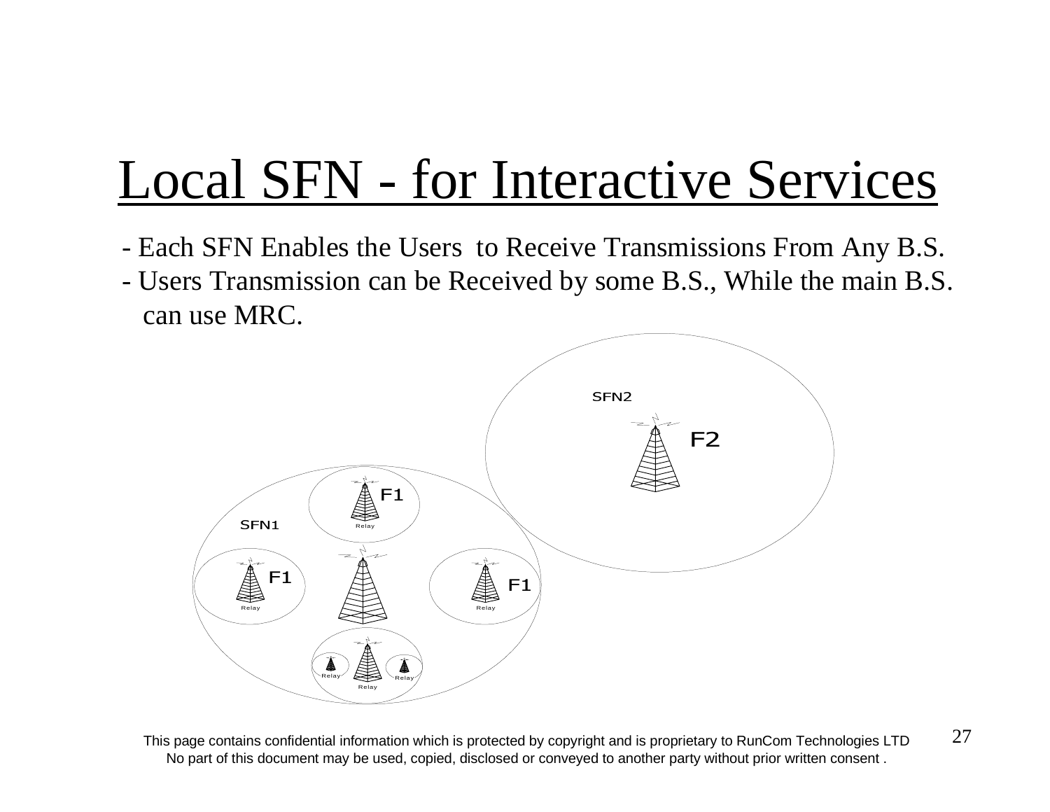# Local SFN - for Interactive Services

- Each SFN Enables the Users to Receive Transmissions From Any B.S.
- Users Transmission can be Received by some B.S., While the main B.S. can use MRC.

SFN2

F2

SFN1

F1

Relay

F1

Relay

F1

Relay

Relay

Relay

Relay

This page contains confidential information which is protected by copyright and is proprietary to RunCom Technologies LTD
No part of this document may be used, copied, disclosed or conveyed to another party without prior written consent .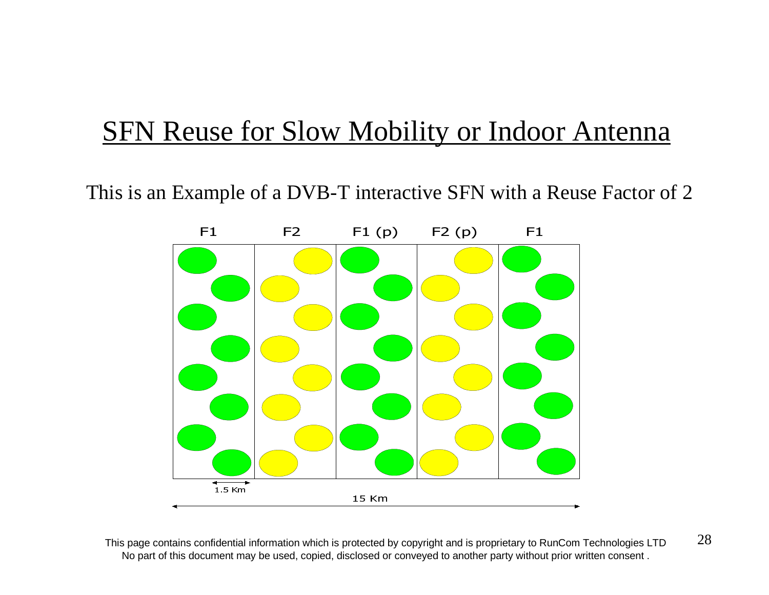# SFN Reuse for Slow Mobility or Indoor Antenna

This is an Example of a DVB-T interactive SFN with a Reuse Factor of 2

F1 F2 F1 (p) F2 (p) F1

1.5 Km

15 Km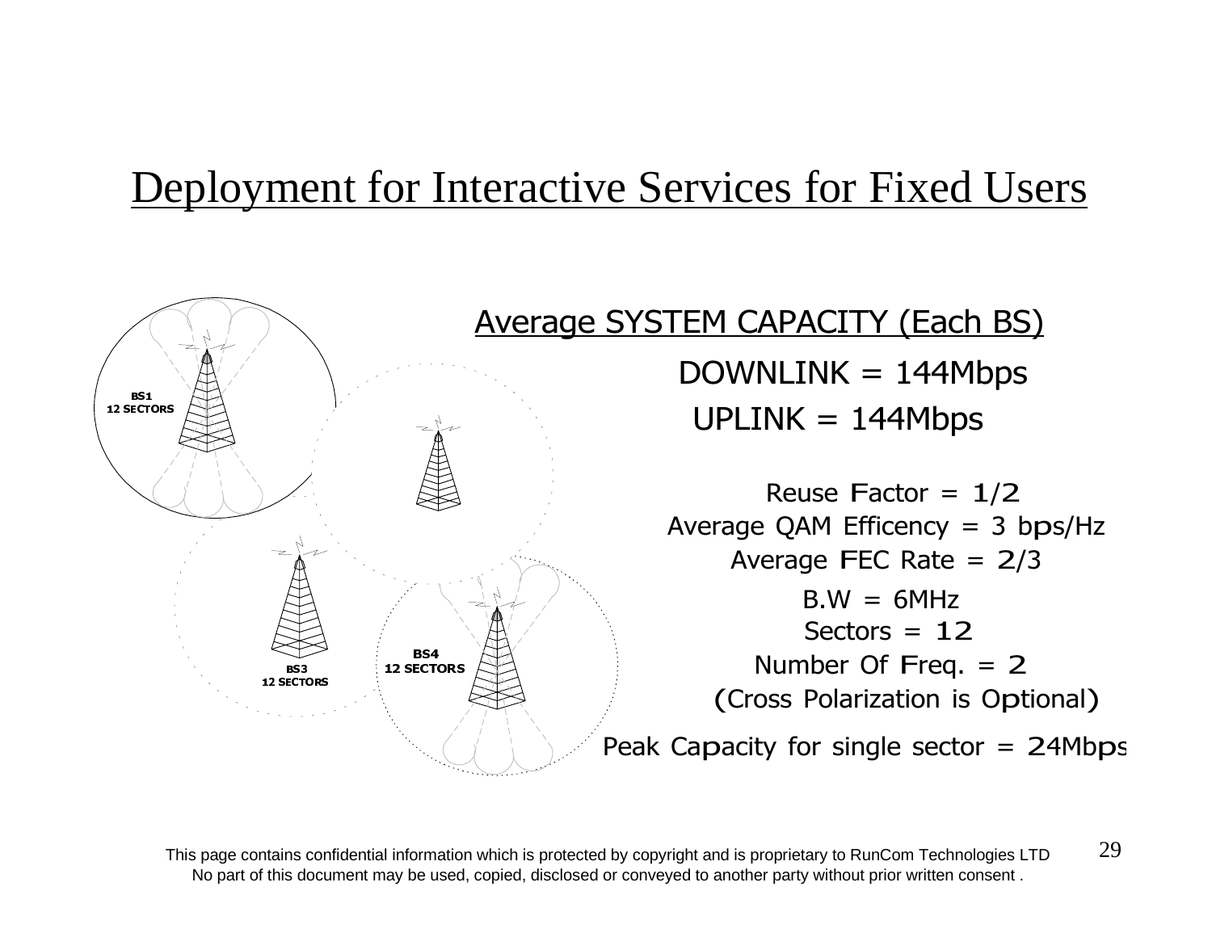# Deployment for Interactive Services for Fixed Users

BS1
12 SECTORS

BS3
12 SECTORS

BS4
12 SECTORS

## Average SYSTEM CAPACITY (Each BS)

DOWNLINK = 144Mbps

UPLINK = 144Mbps

Reuse Factor = 1/2

Average QAM Efficency = 3 bps/Hz

Average FEC Rate = 2/3

B.W = 6MHz

Sectors = 12

Number Of Freq. = 2

(Cross Polarization is Optional)

Peak Capacity for single sector = 24Mbps

This page contains confidential information which is protected by copyright and is proprietary to RunCom Technologies LTD
No part of this document may be used, copied, disclosed or conveyed to another party without prior written consent .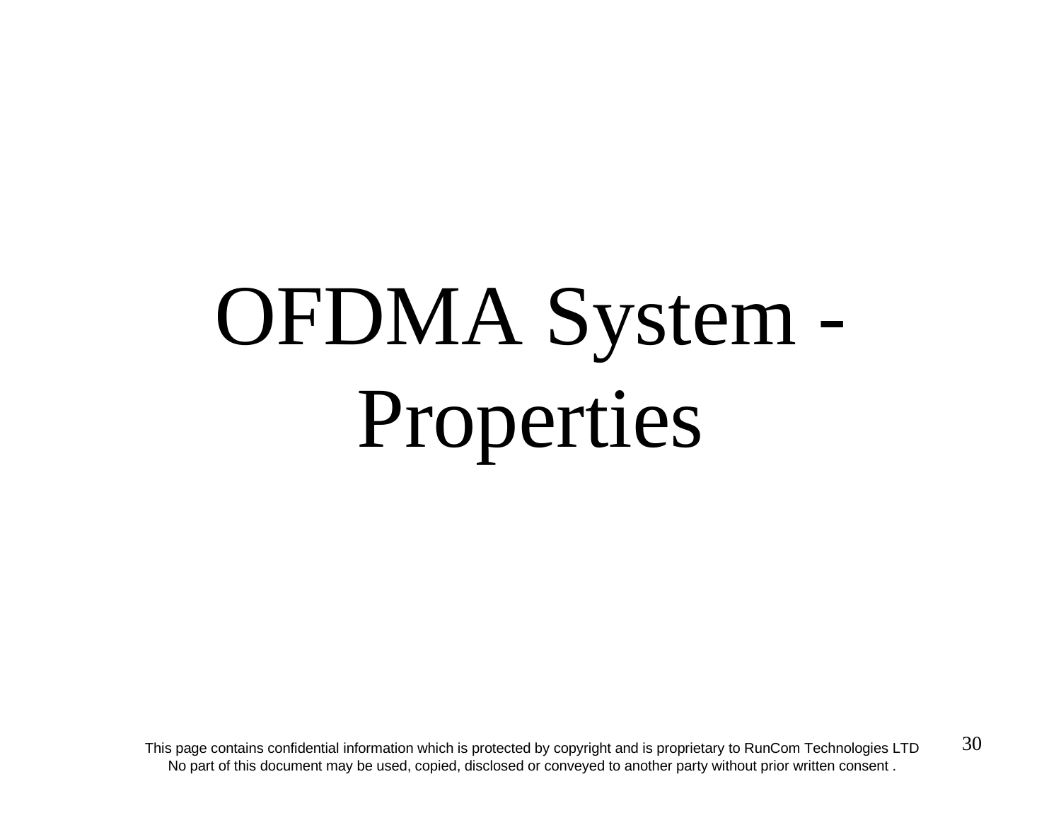# OFDMA System - Properties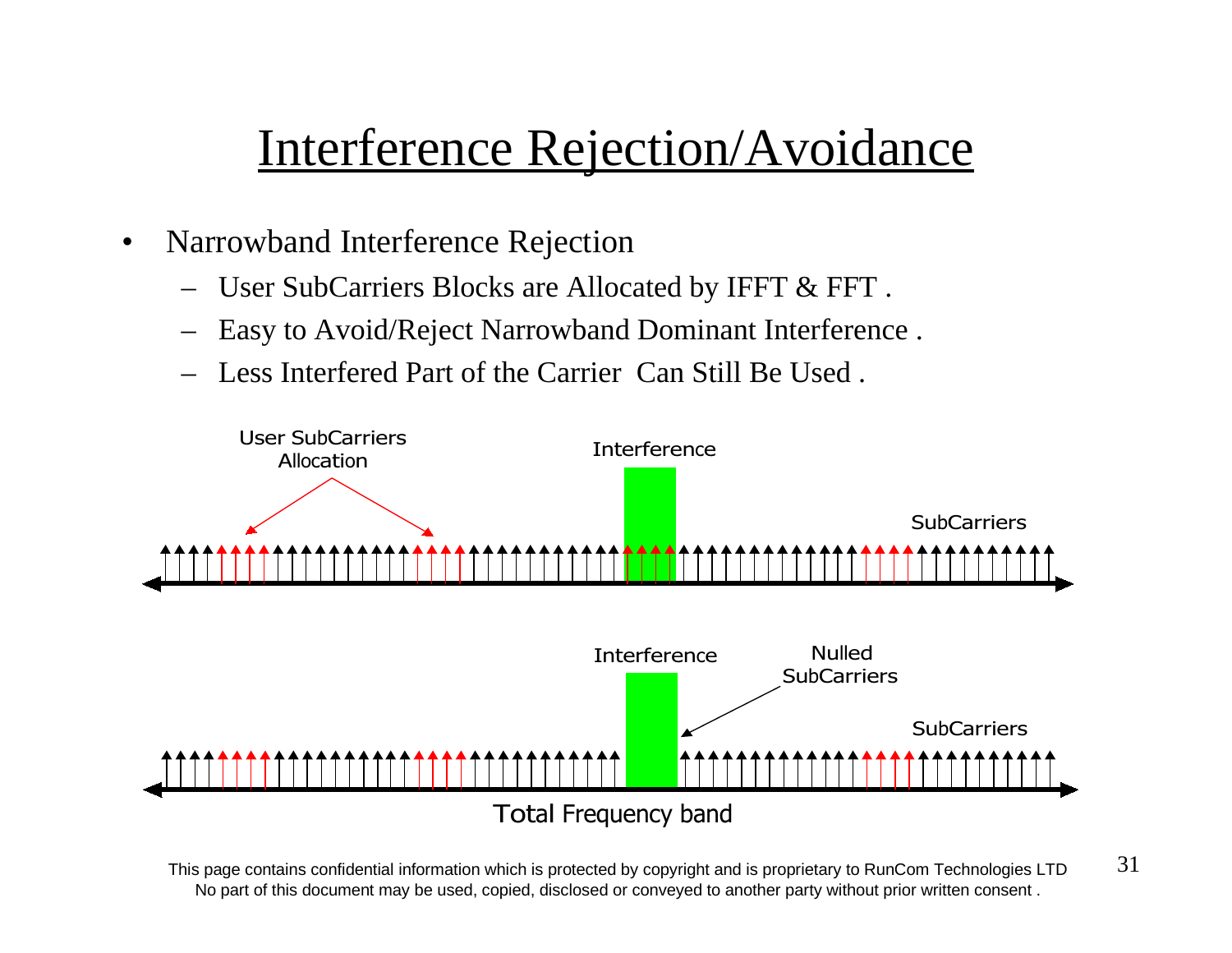# Interference Rejection/Avoidance

- Narrowband Interference Rejection
  - User SubCarriers Blocks are Allocated by IFFT & FFT .
  - Easy to Avoid/Reject Narrowband Dominant Interference .
  - Less Interfered Part of the Carrier Can Still Be Used .

User SubCarriers Allocation

Interference

SubCarriers

Interference

Nulled SubCarriers

SubCarriers

Total Frequency band

This page contains confidential information which is protected by copyright and is proprietary to RunCom Technologies LTD
No part of this document may be used, copied, disclosed or conveyed to another party without prior written consent .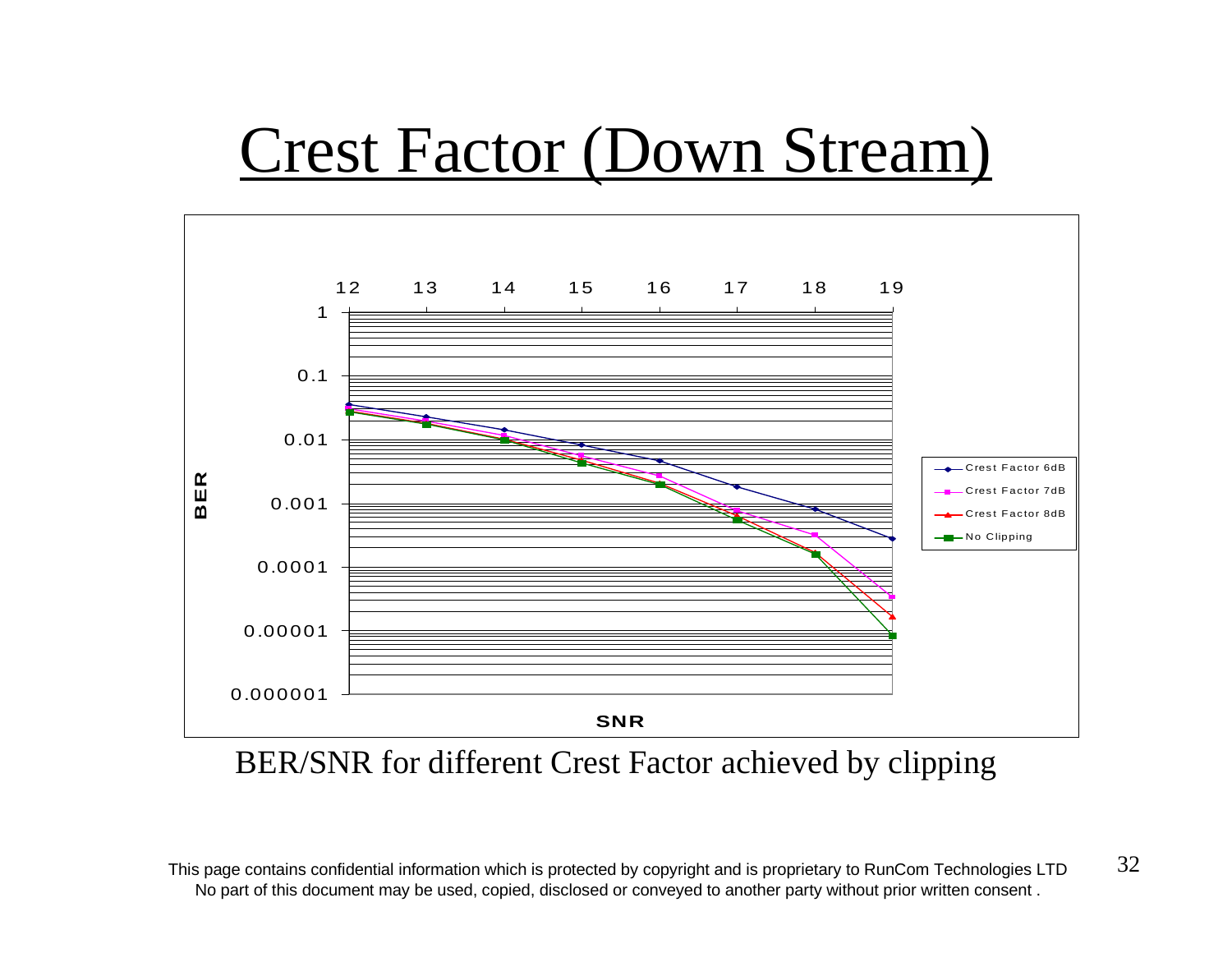# Crest Factor (Down Stream)

BER/SNR for different Crest Factor achieved by clipping

This page contains confidential information which is protected by copyright and is proprietary to RunCom Technologies LTD
No part of this document may be used, copied, disclosed or conveyed to another party without prior written consent .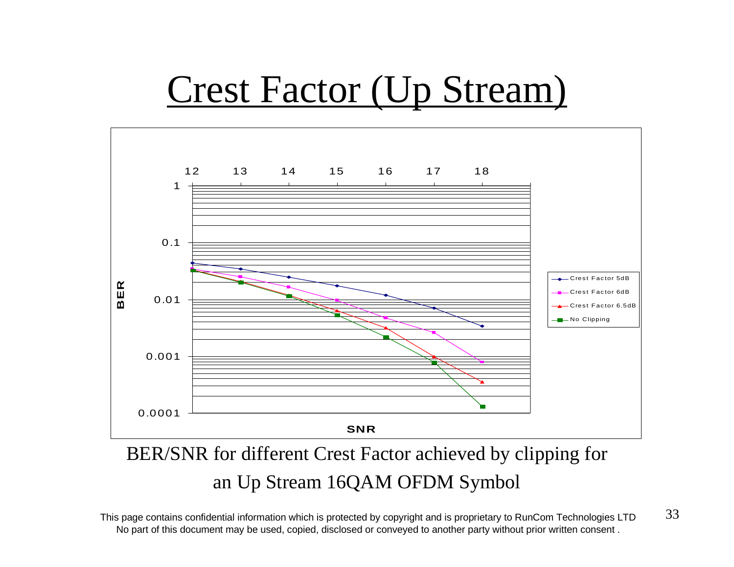# Crest Factor (Up Stream)

BER/SNR for different Crest Factor achieved by clipping for an Up Stream 16QAM OFDM Symbol

This page contains confidential information which is protected by copyright and is proprietary to RunCom Technologies LTD
No part of this document may be used, copied, disclosed or conveyed to another party without prior written consent .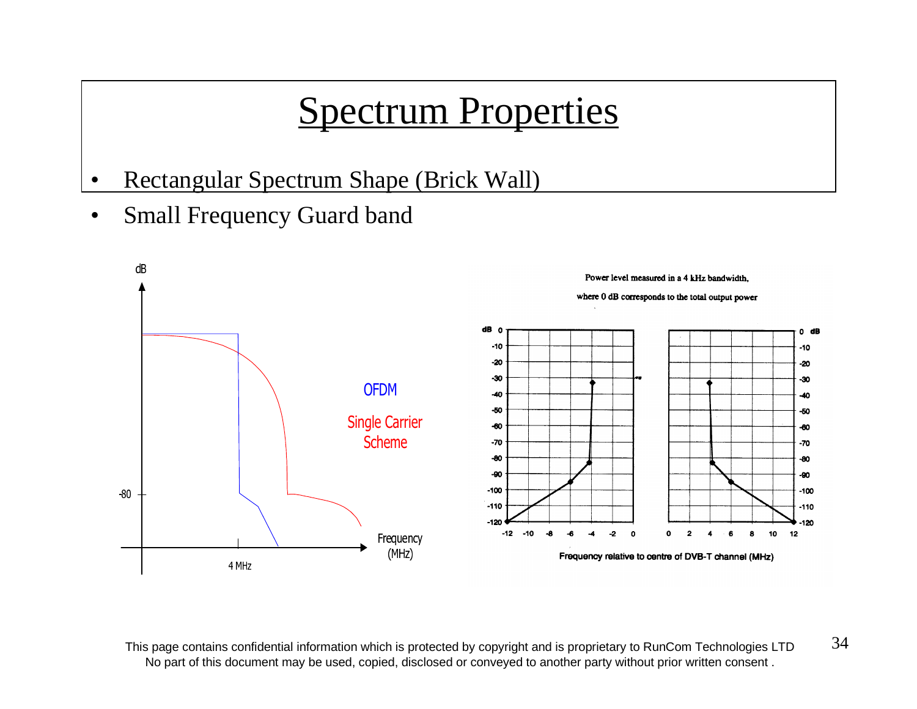# Spectrum Properties

- Rectangular Spectrum Shape (Brick Wall)
- Small Frequency Guard band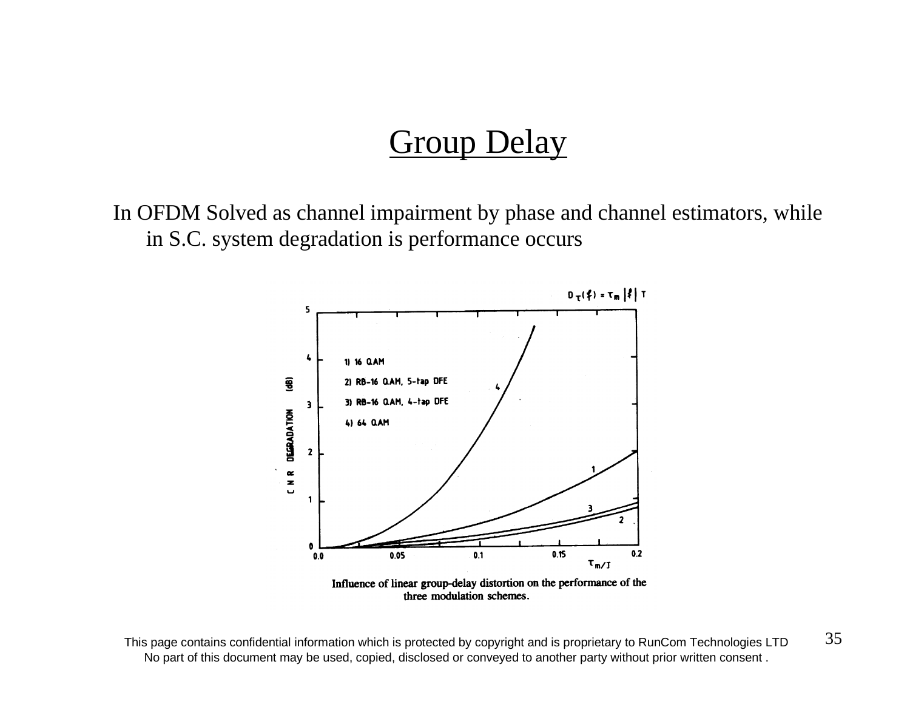# Group Delay

In OFDM Solved as channel impairment by phase and channel estimators, while in S.C. system degradation is performance occurs

Influence of linear group-delay distortion on the performance of the three modulation schemes.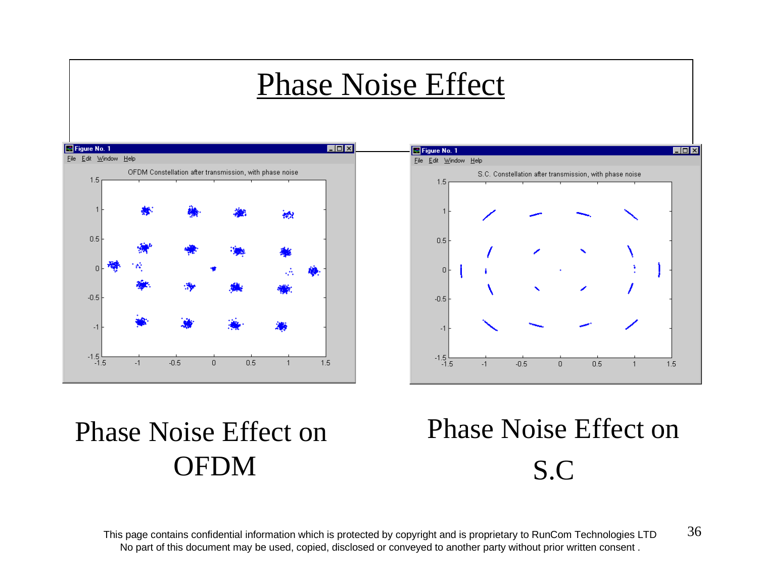# Phase Noise Effect

Phase Noise Effect on OFDM

Phase Noise Effect on S.C

This page contains confidential information which is protected by copyright and is proprietary to RunCom Technologies LTD
No part of this document may be used, copied, disclosed or conveyed to another party without prior written consent .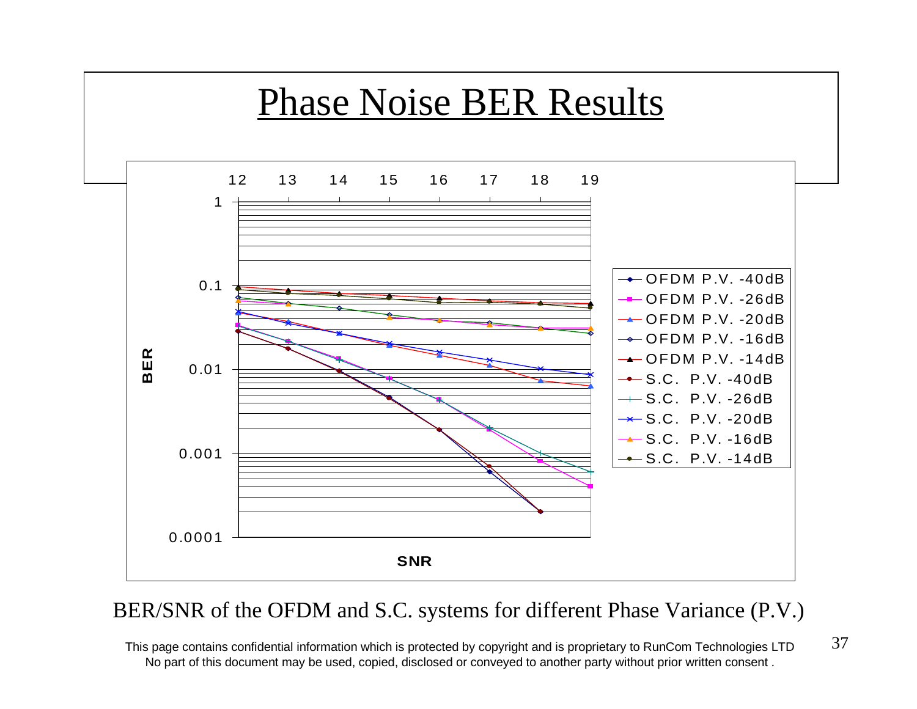# Phase Noise BER Results

BER/SNR of the OFDM and S.C. systems for different Phase Variance (P.V.)

This page contains confidential information which is protected by copyright and is proprietary to RunCom Technologies LTD
No part of this document may be used, copied, disclosed or conveyed to another party without prior written consent .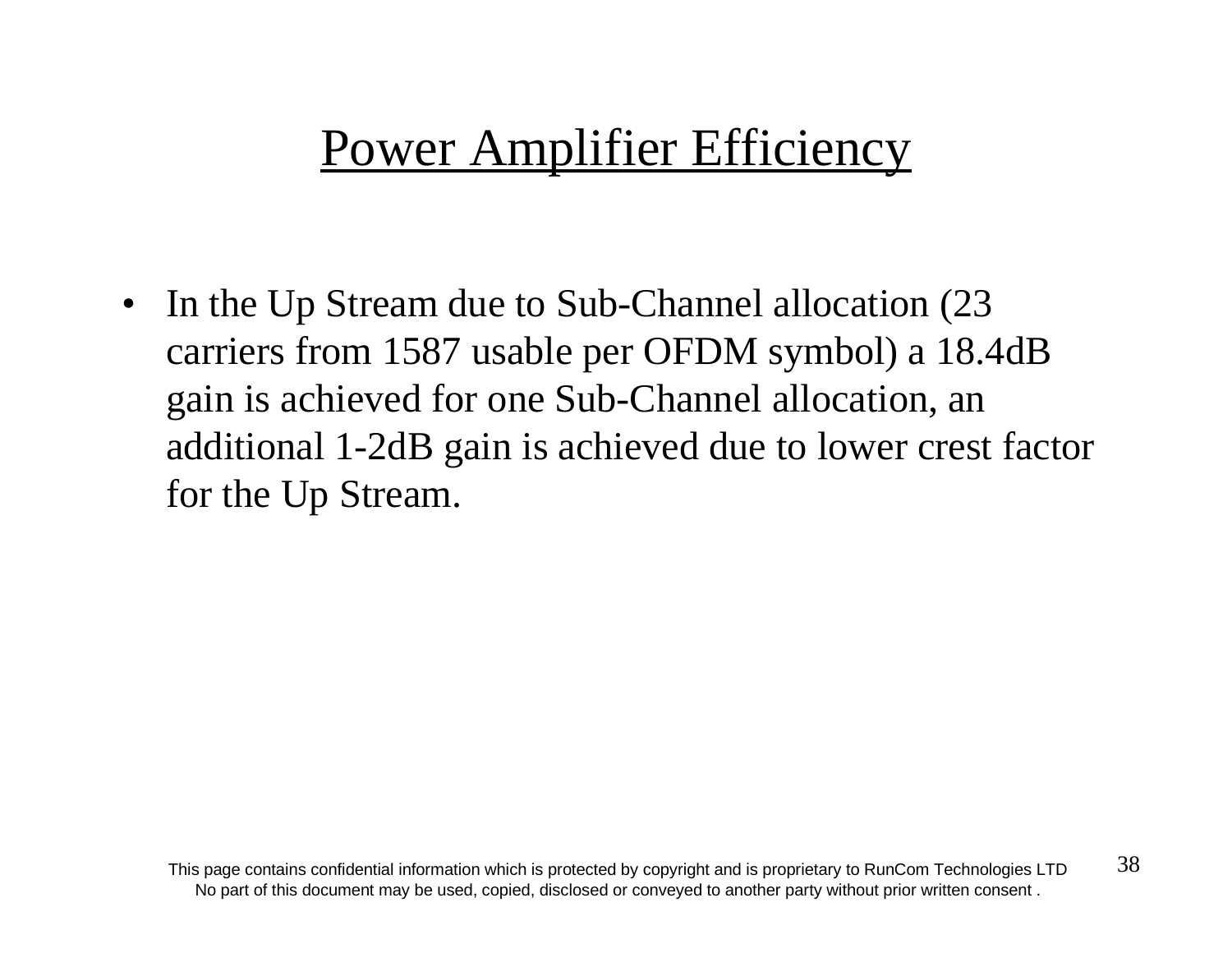# Power Amplifier Efficiency

- In the Up Stream due to Sub-Channel allocation (23 carriers from 1587 usable per OFDM symbol) a 18.4dB gain is achieved for one Sub-Channel allocation, an additional 1-2dB gain is achieved due to lower crest factor for the Up Stream.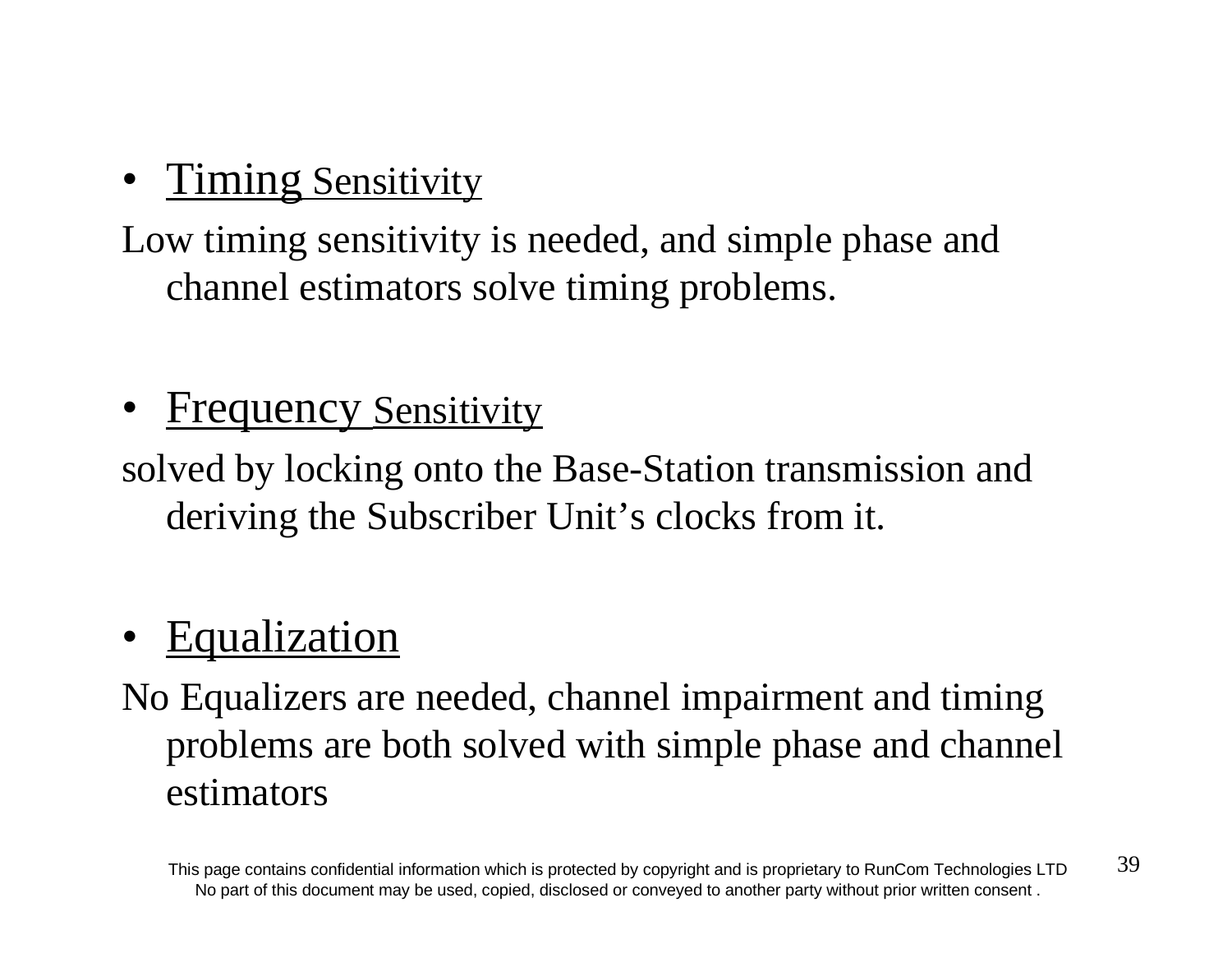- Timing Sensitivity

Low timing sensitivity is needed, and simple phase and channel estimators solve timing problems.

- Frequency Sensitivity

solved by locking onto the Base-Station transmission and deriving the Subscriber Unit’s clocks from it.

- Equalization

No Equalizers are needed, channel impairment and timing problems are both solved with simple phase and channel estimators

This page contains confidential information which is protected by copyright and is proprietary to RunCom Technologies LTD
No part of this document may be used, copied, disclosed or conveyed to another party without prior written consent .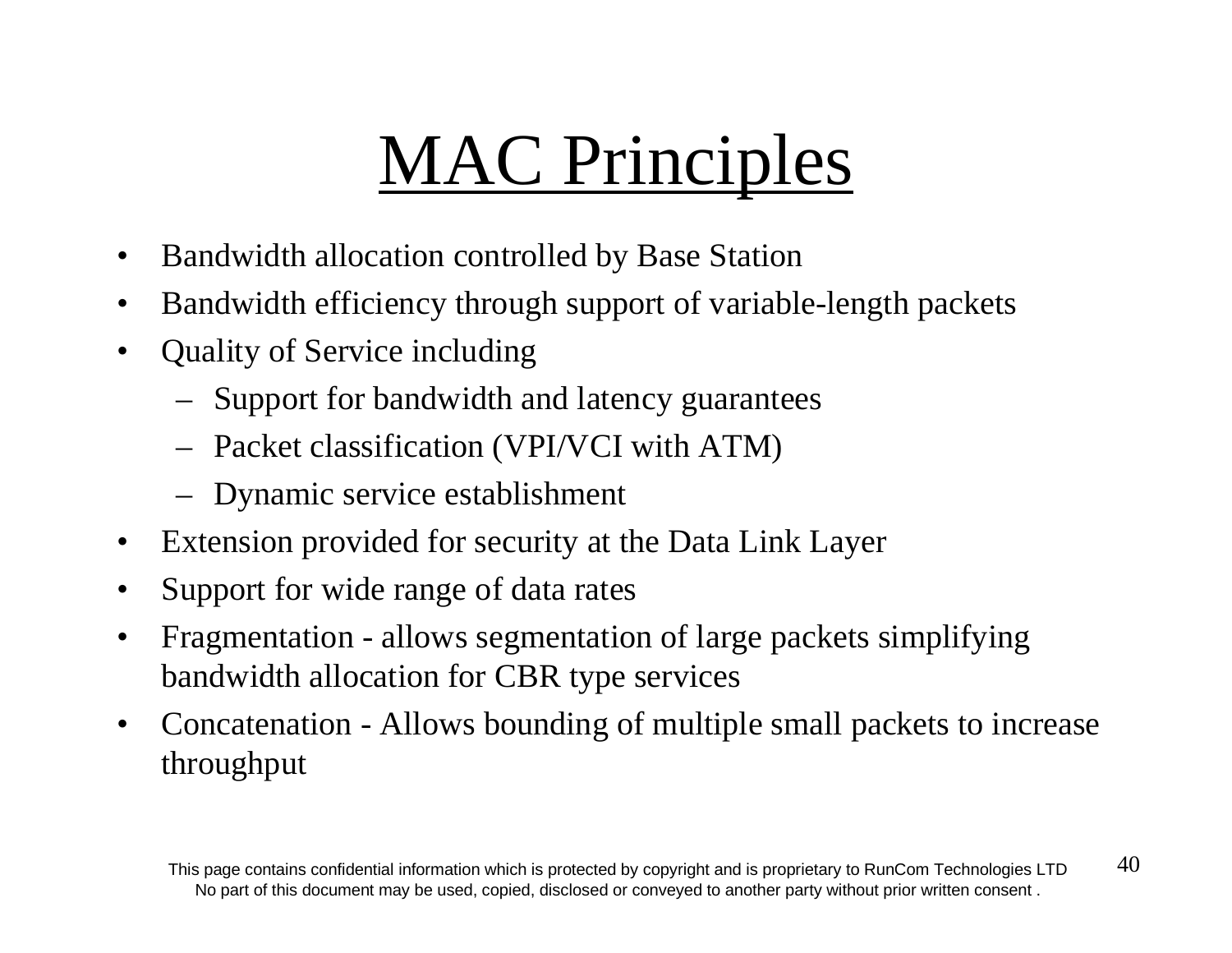# MAC Principles

- Bandwidth allocation controlled by Base Station
- Bandwidth efficiency through support of variable-length packets
- Quality of Service including
  - Support for bandwidth and latency guarantees
  - Packet classification (VPI/VCI with ATM)
  - Dynamic service establishment
- Extension provided for security at the Data Link Layer
- Support for wide range of data rates
- Fragmentation - allows segmentation of large packets simplifying bandwidth allocation for CBR type services
- Concatenation - Allows bounding of multiple small packets to increase throughput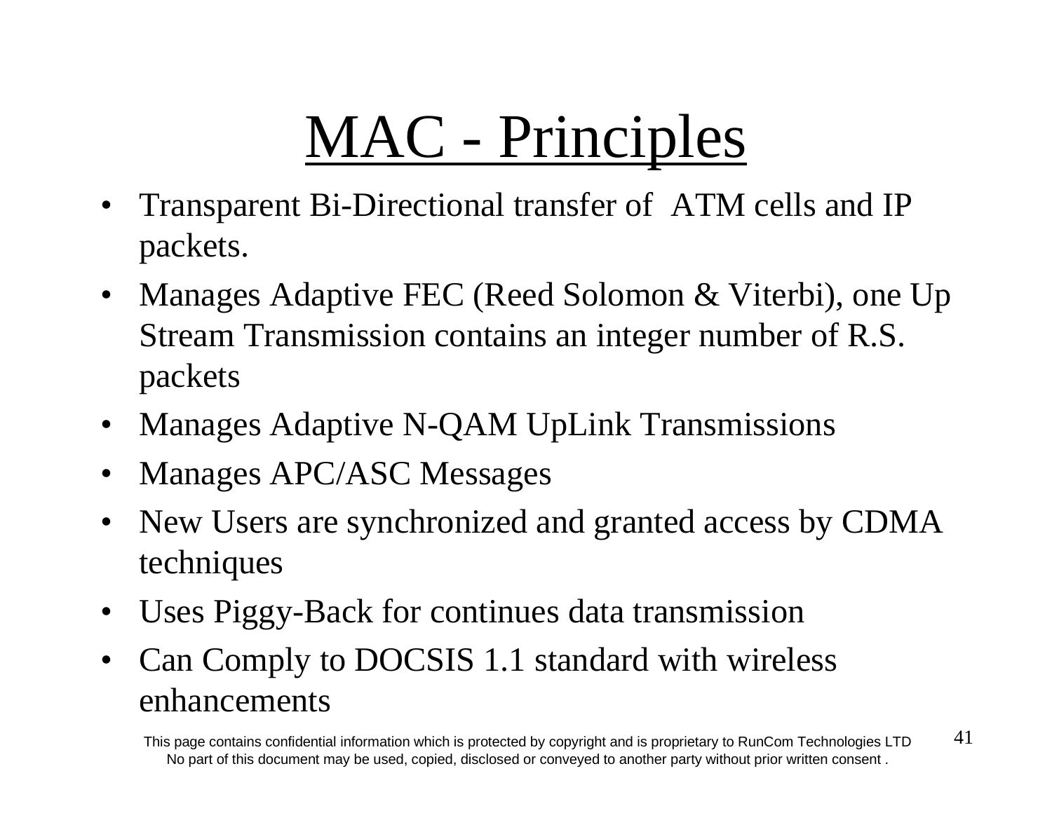# MAC - Principles

- Transparent Bi-Directional transfer of ATM cells and IP packets.
- Manages Adaptive FEC (Reed Solomon & Viterbi), one Up Stream Transmission contains an integer number of R.S. packets
- Manages Adaptive N-QAM UpLink Transmissions
- Manages APC/ASC Messages
- New Users are synchronized and granted access by CDMA techniques
- Uses Piggy-Back for continues data transmission
- Can Comply to DOCSIS 1.1 standard with wireless enhancements

This page contains confidential information which is protected by copyright and is proprietary to RunCom Technologies LTD
No part of this document may be used, copied, disclosed or conveyed to another party without prior written consent .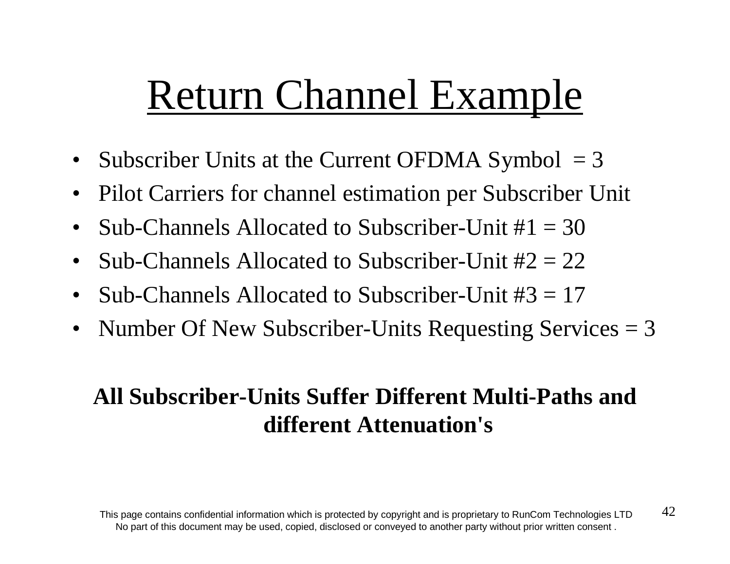# Return Channel Example

- Subscriber Units at the Current OFDMA Symbol = 3
- Pilot Carriers for channel estimation per Subscriber Unit
- Sub-Channels Allocated to Subscriber-Unit #1 = 30
- Sub-Channels Allocated to Subscriber-Unit #2 = 22
- Sub-Channels Allocated to Subscriber-Unit #3 = 17
- Number Of New Subscriber-Units Requesting Services = 3

**All Subscriber-Units Suffer Different Multi-Paths and different Attenuation's**

This page contains confidential information which is protected by copyright and is proprietary to RunCom Technologies LTD
No part of this document may be used, copied, disclosed or conveyed to another party without prior written consent .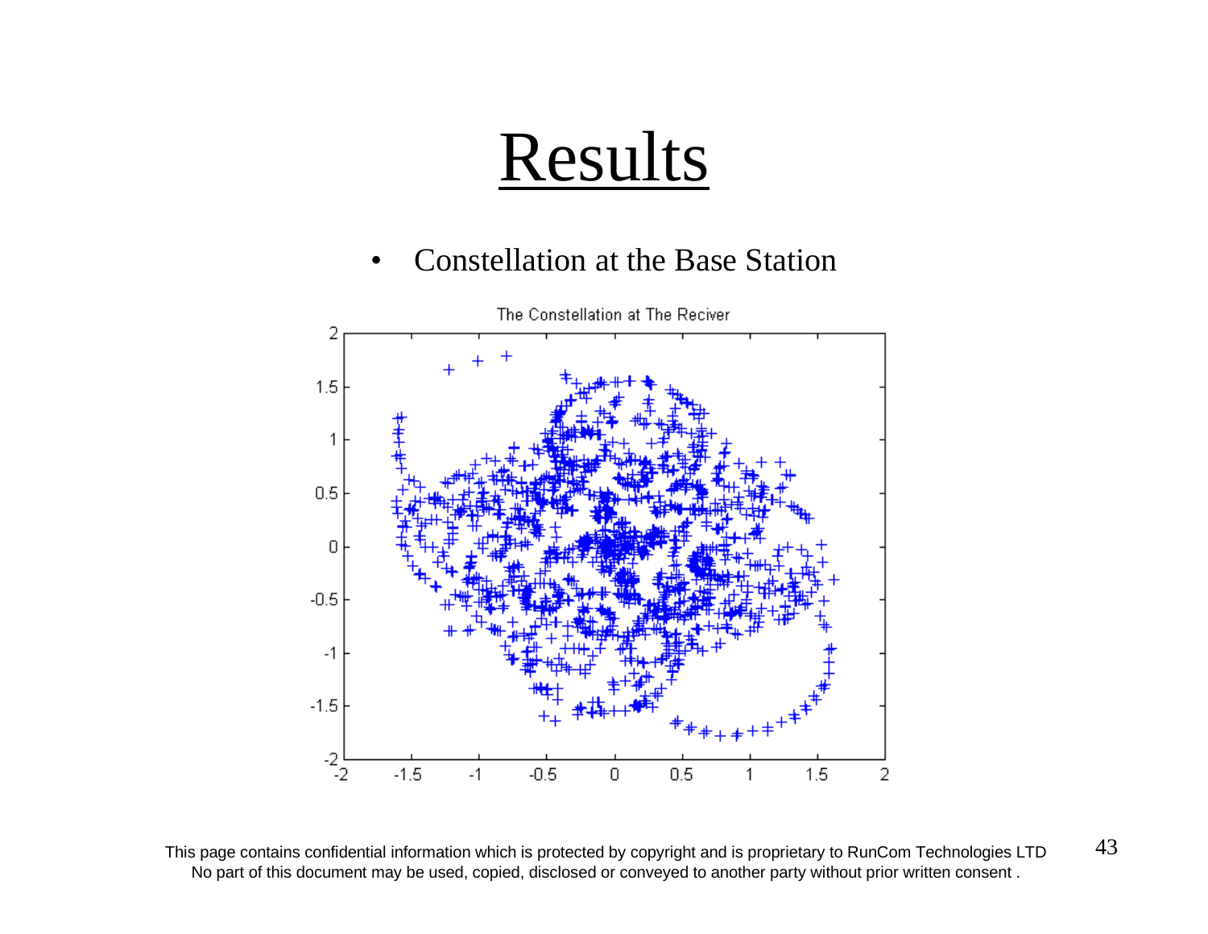# Results

- Constellation at the Base Station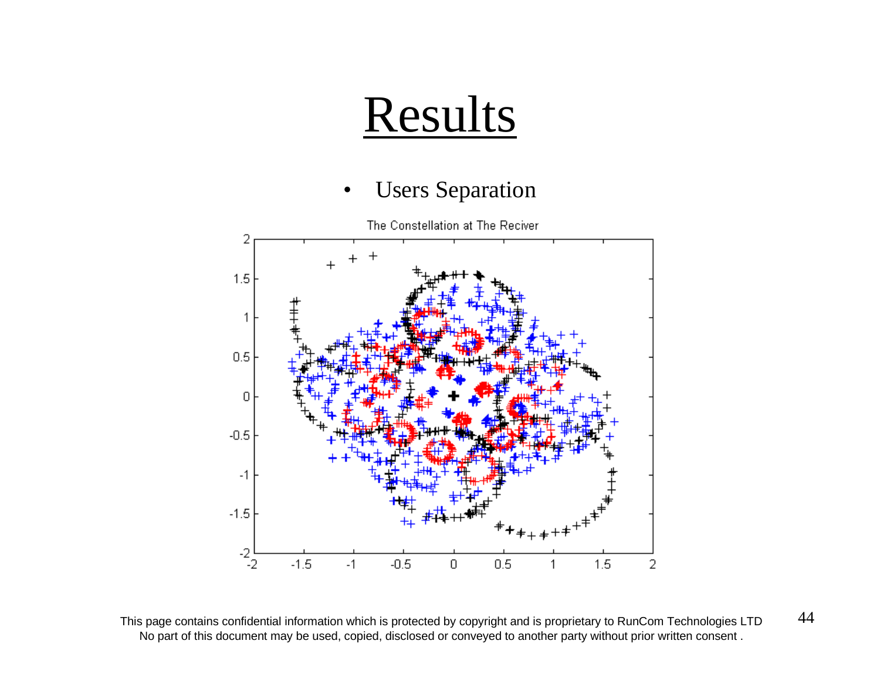# Results

- Users Separation

The Constellation at The Reciver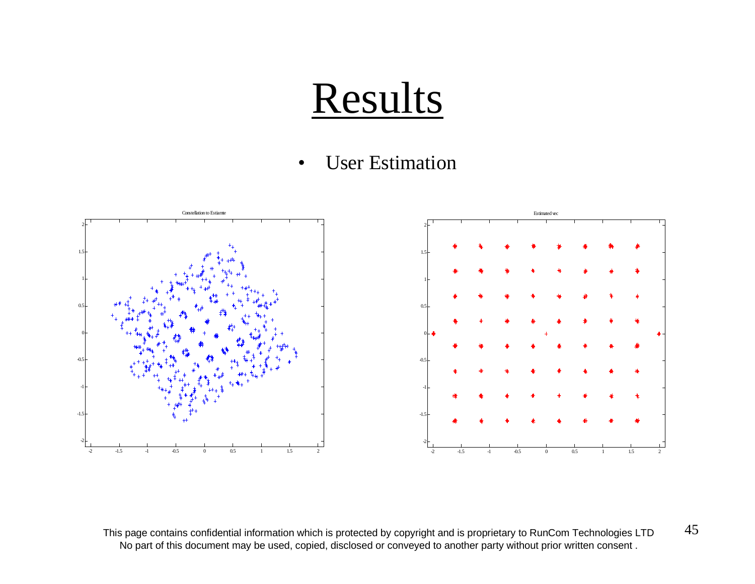# Results

- User Estimation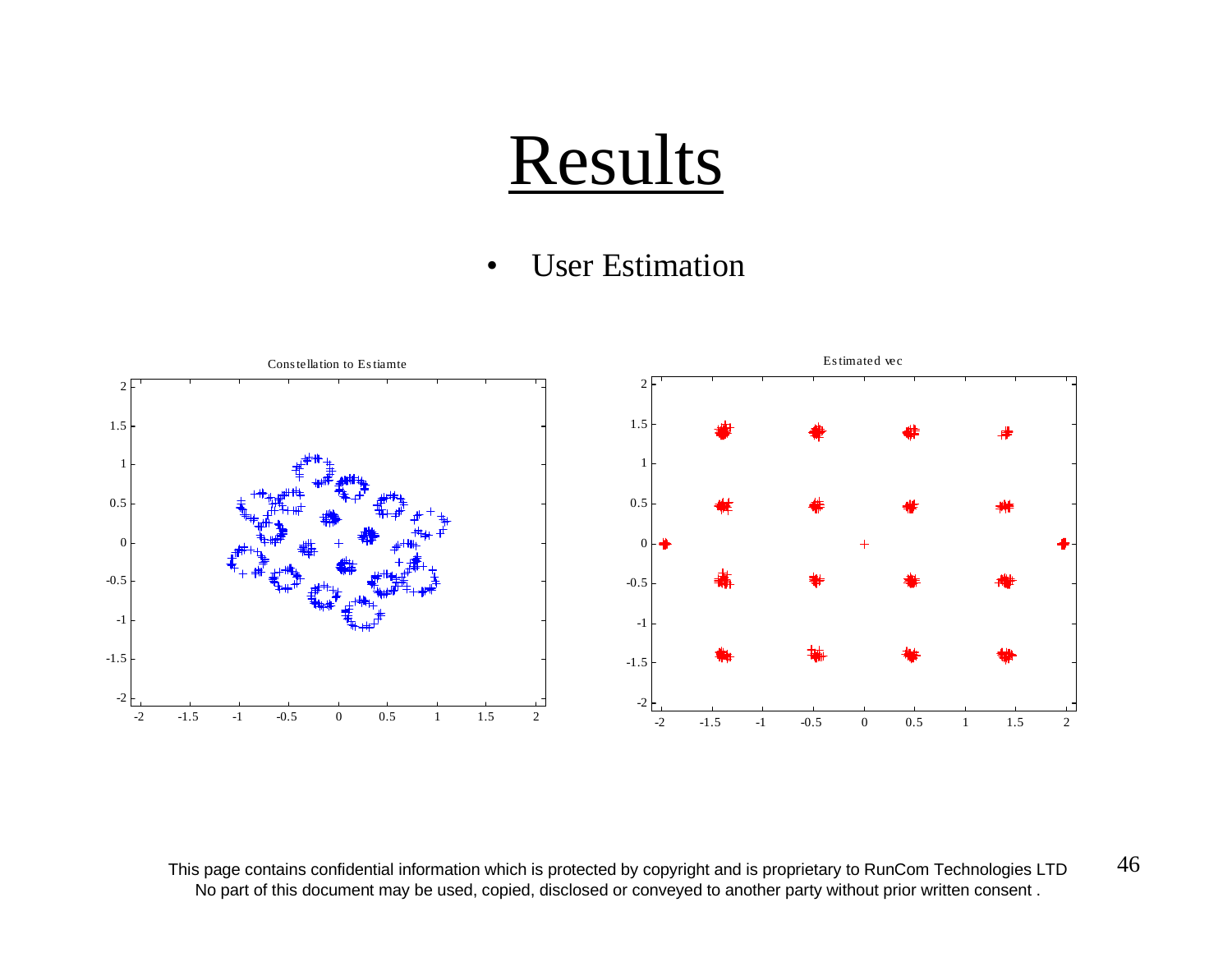# Results

- User Estimation

Constellation to Estiamte

Estimated vec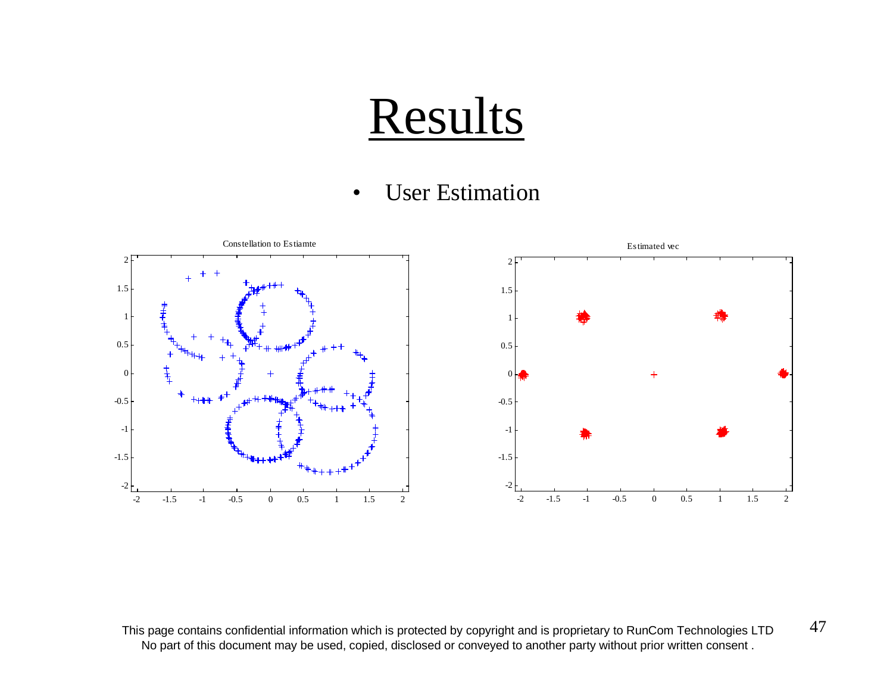# Results

- User Estimation

Constellation to Estiamte

Estimated vec

This page contains confidential information which is protected by copyright and is proprietary to RunCom Technologies LTD
No part of this document may be used, copied, disclosed or conveyed to another party without prior written consent .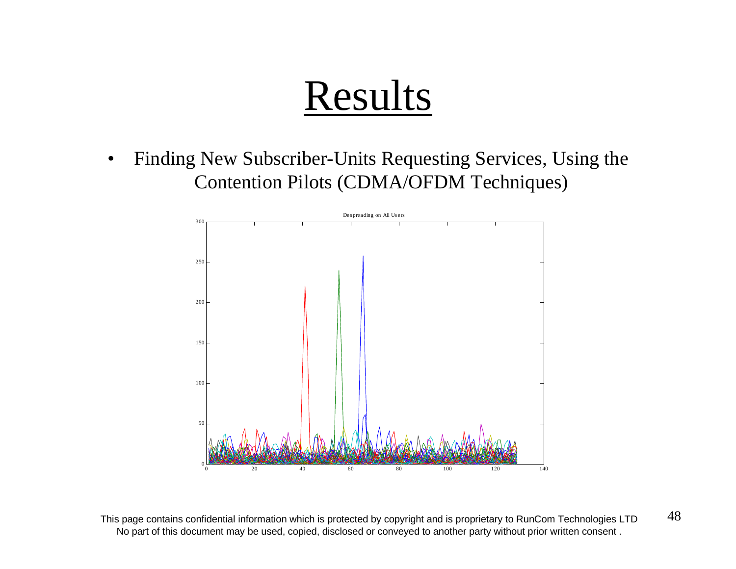# Results

- Finding New Subscriber-Units Requesting Services, Using the Contention Pilots (CDMA/OFDM Techniques)

Despreading on All Users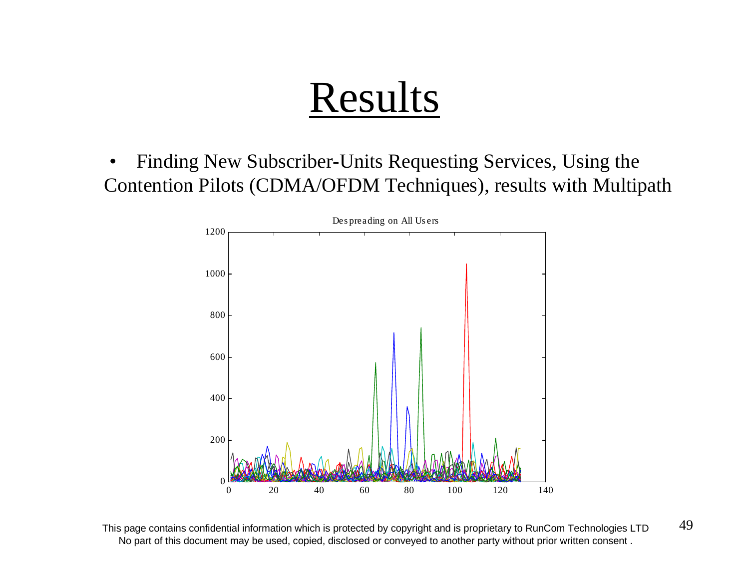# Results

- Finding New Subscriber-Units Requesting Services, Using the Contention Pilots (CDMA/OFDM Techniques), results with Multipath

Despreading on All Users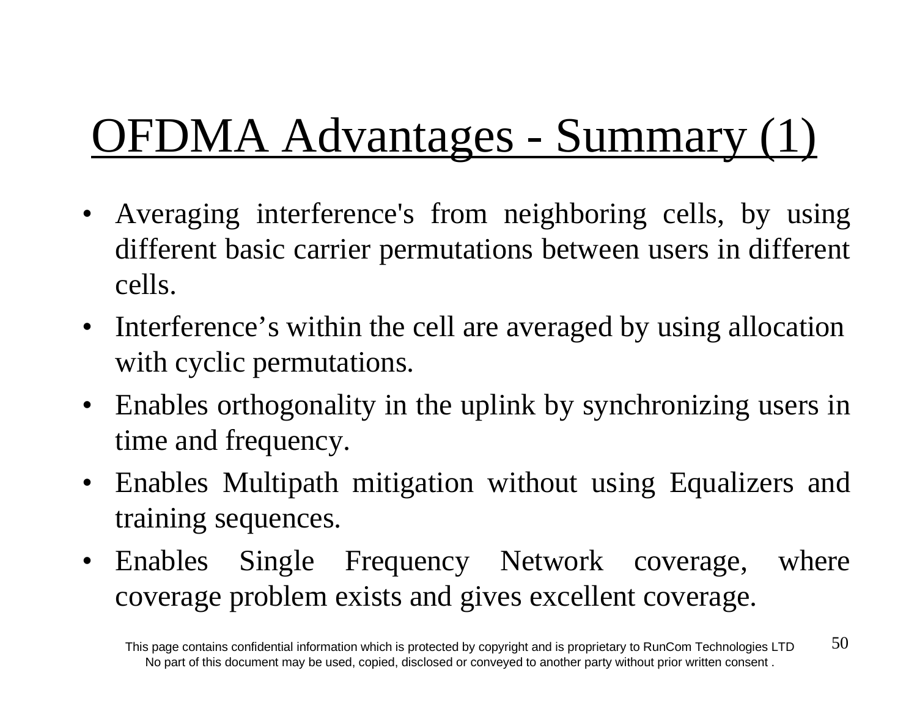# OFDMA Advantages - Summary (1)

- Averaging interference's from neighboring cells, by using different basic carrier permutations between users in different cells.
- Interference's within the cell are averaged by using allocation with cyclic permutations.
- Enables orthogonality in the uplink by synchronizing users in time and frequency.
- Enables Multipath mitigation without using Equalizers and training sequences.
- Enables Single Frequency Network coverage, where coverage problem exists and gives excellent coverage.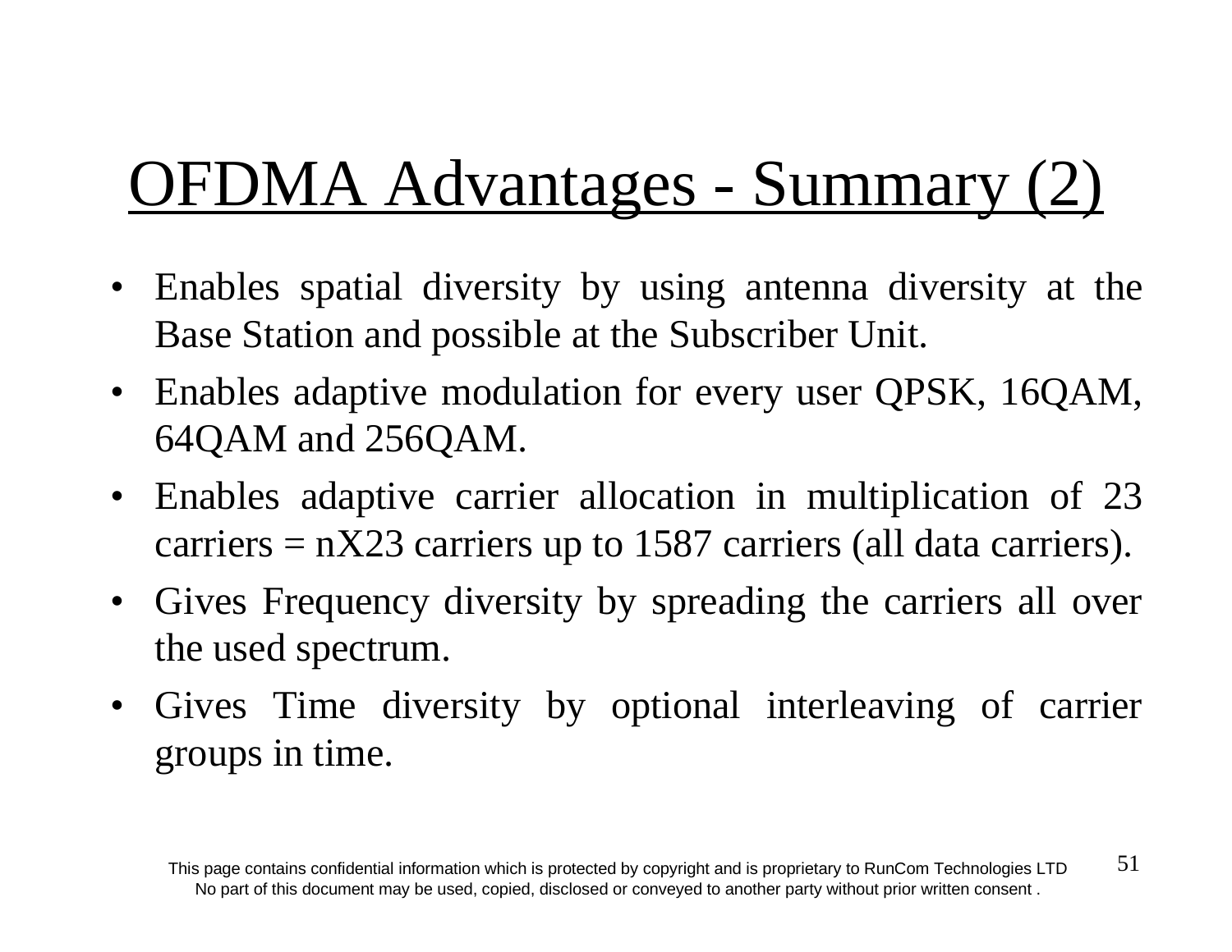# OFDMA Advantages - Summary (2)

- Enables spatial diversity by using antenna diversity at the Base Station and possible at the Subscriber Unit.
- Enables adaptive modulation for every user QPSK, 16QAM, 64QAM and 256QAM.
- Enables adaptive carrier allocation in multiplication of 23 carriers = nX23 carriers up to 1587 carriers (all data carriers).
- Gives Frequency diversity by spreading the carriers all over the used spectrum.
- Gives Time diversity by optional interleaving of carrier groups in time.

This page contains confidential information which is protected by copyright and is proprietary to RunCom Technologies LTD
No part of this document may be used, copied, disclosed or conveyed to another party without prior written consent .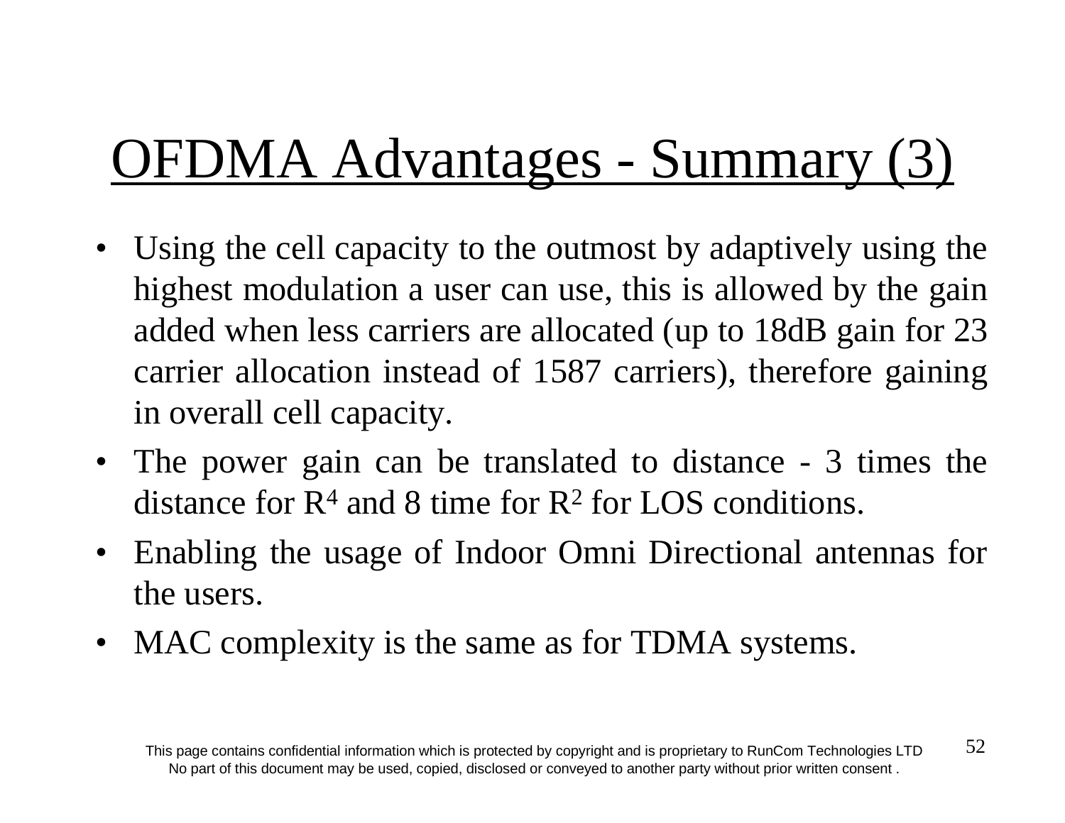# OFDMA Advantages - Summary (3)

- Using the cell capacity to the outmost by adaptively using the highest modulation a user can use, this is allowed by the gain added when less carriers are allocated (up to 18dB gain for 23 carrier allocation instead of 1587 carriers), therefore gaining in overall cell capacity.
- The power gain can be translated to distance - 3 times the distance for $R^4$ and 8 time for $R^2$ for LOS conditions.
- Enabling the usage of Indoor Omni Directional antennas for the users.
- MAC complexity is the same as for TDMA systems.

This page contains confidential information which is protected by copyright and is proprietary to RunCom Technologies LTD
No part of this document may be used, copied, disclosed or conveyed to another party without prior written consent .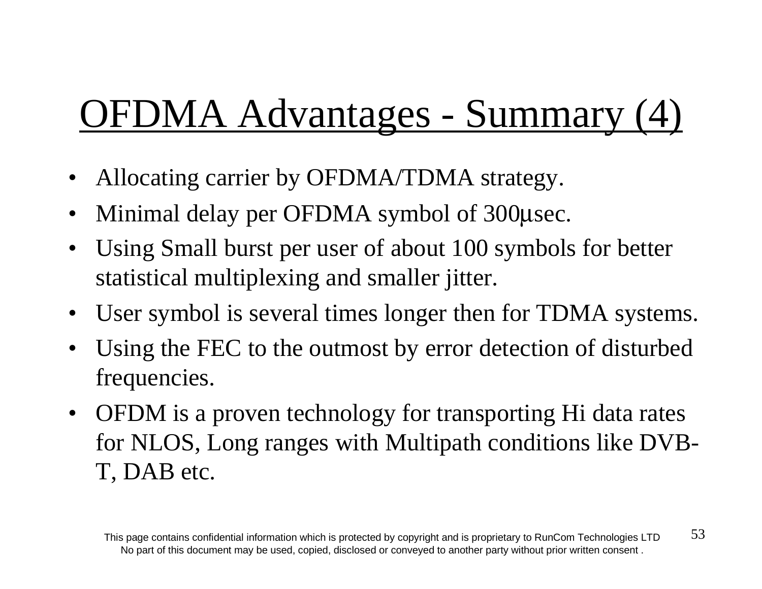# OFDMA Advantages - Summary (4)

- Allocating carrier by OFDMA/TDMA strategy.
- Minimal delay per OFDMA symbol of 300μsec.
- Using Small burst per user of about 100 symbols for better statistical multiplexing and smaller jitter.
- User symbol is several times longer then for TDMA systems.
- Using the FEC to the outmost by error detection of disturbed frequencies.
- OFDM is a proven technology for transporting Hi data rates for NLOS, Long ranges with Multipath conditions like DVB-T, DAB etc.

This page contains confidential information which is protected by copyright and is proprietary to RunCom Technologies LTD
No part of this document may be used, copied, disclosed or conveyed to another party without prior written consent .